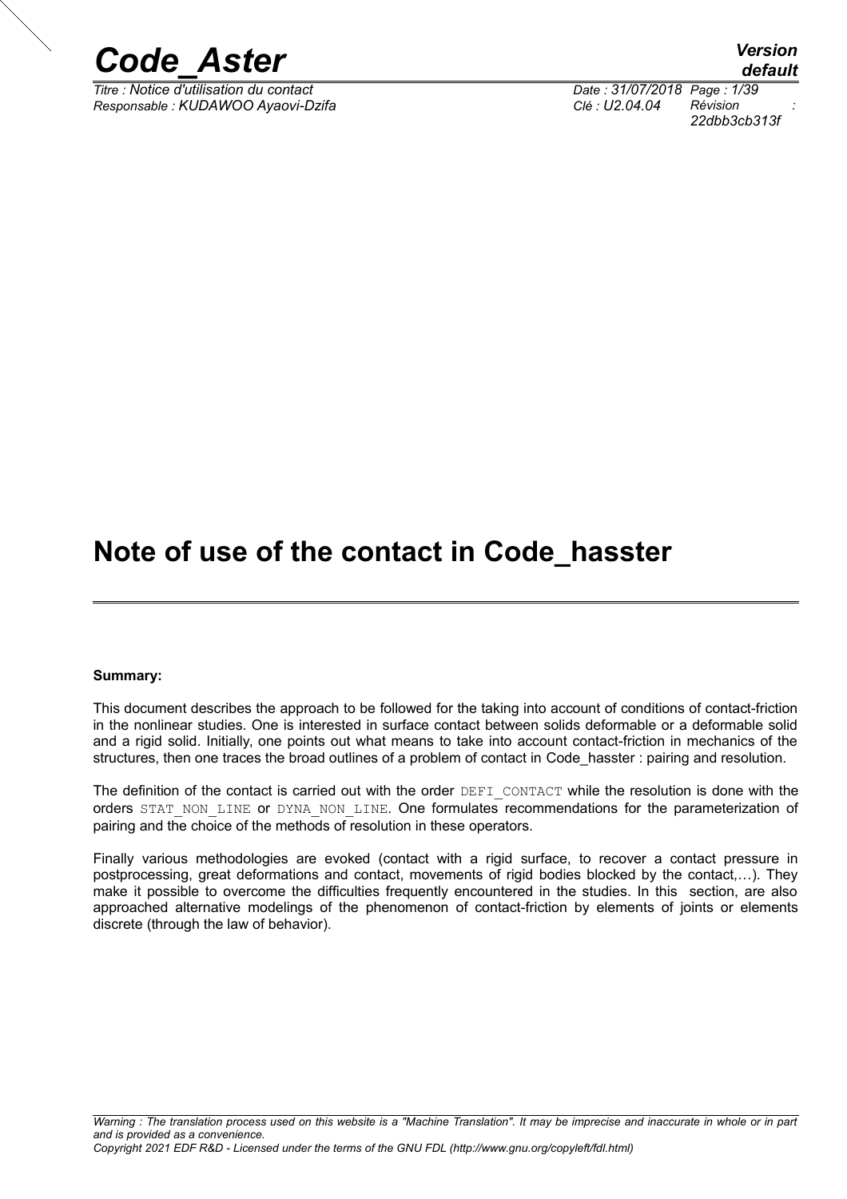# Note of use of the contact in Code_hasster

**Summary:**

This document describes the approach to be followed for the taking into account of conditions of contact-friction in the nonlinear studies. One is interested in surface contact between solids deformable or a deformable solid and a rigid solid. Initially, one points out what means to take into account contact-friction in mechanics of the structures, then one traces the broad outlines of a problem of contact in Code_hasster : pairing and resolution.

The definition of the contact is carried out with the order `DEFI_CONTACT` while the resolution is done with the orders `STAT_NON_LINE` or `DYNA_NON_LINE`. One formulates recommendations for the parameterization of pairing and the choice of the methods of resolution in these operators.

Finally various methodologies are evoked (contact with a rigid surface, to recover a contact pressure in postprocessing, great deformations and contact, movements of rigid bodies blocked by the contact,…). They make it possible to overcome the difficulties frequently encountered in the studies. In this section, are also approached alternative modelings of the phenomenon of contact-friction by elements of joints or elements discrete (through the law of behavior).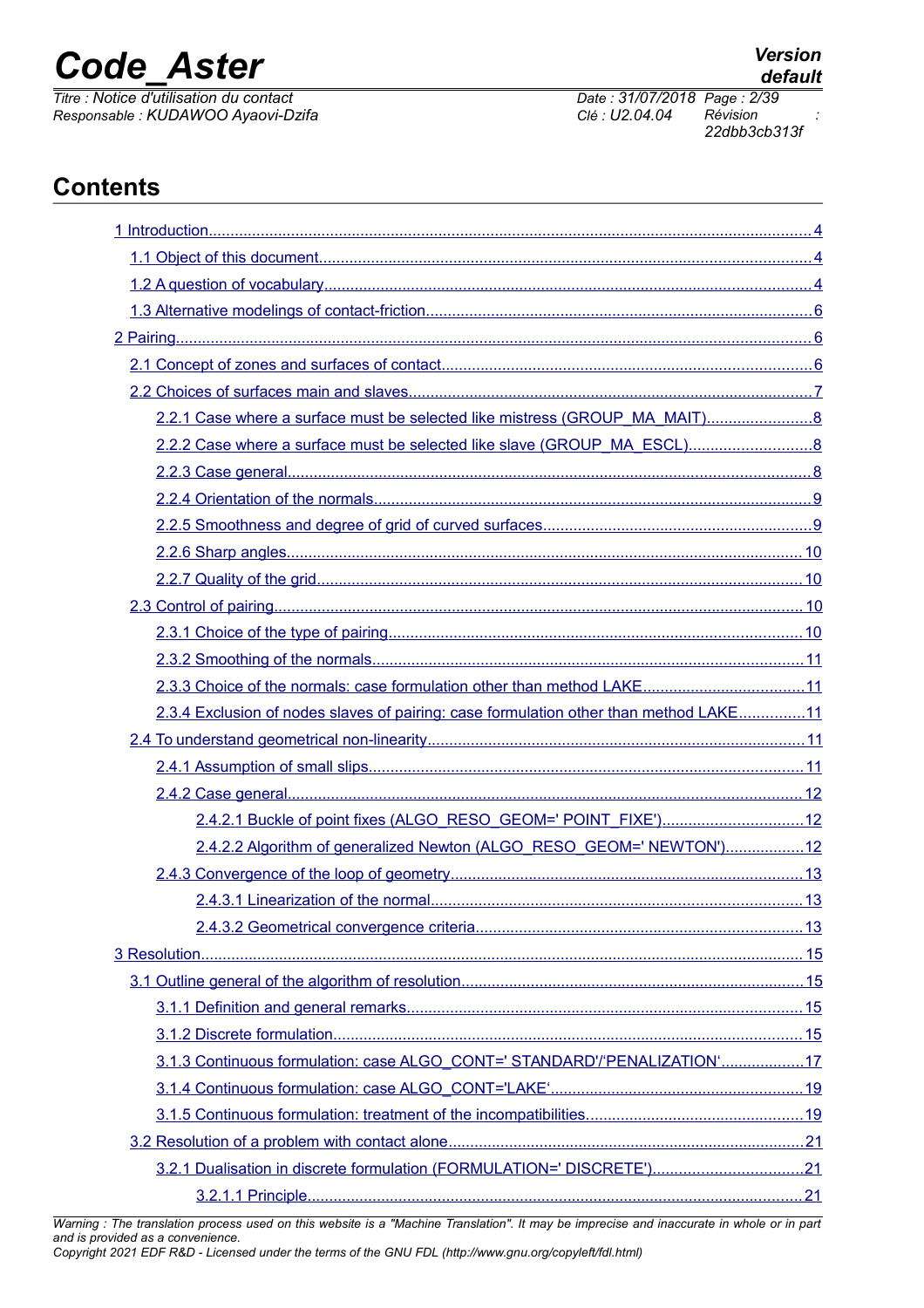## Contents

1 Introduction........................................................................................................................................4

1.1 Object of this document................................................................................................................4

1.2 A question of vocabulary...............................................................................................................4

1.3 Alternative modelings of contact-friction........................................................................................6

2 Pairing.................................................................................................................................................6

2.1 Concept of zones and surfaces of contact.....................................................................................6

2.2 Choices of surfaces main and slaves............................................................................................7

2.2.1 Case where a surface must be selected like mistress (GROUP_MA_MAIT)........................8

2.2.2 Case where a surface must be selected like slave (GROUP_MA_ESCL)............................8

2.2.3 Case general.........................................................................................................................8

2.2.4 Orientation of the normals.....................................................................................................9

2.2.5 Smoothness and degree of grid of curved surfaces..............................................................9

2.2.6 Sharp angles.......................................................................................................................10

2.2.7 Quality of the grid................................................................................................................10

2.3 Control of pairing..........................................................................................................................10

2.3.1 Choice of the type of pairing...............................................................................................10

2.3.2 Smoothing of the normals...................................................................................................11

2.3.3 Choice of the normals: case formulation other than method LAKE.....................................11

2.3.4 Exclusion of nodes slaves of pairing: case formulation other than method LAKE...............11

2.4 To understand geometrical non-linearity......................................................................................11

2.4.1 Assumption of small slips....................................................................................................11

2.4.2 Case general.......................................................................................................................12

2.4.2.1 Buckle of point fixes (ALGO_RESO_GEOM=' POINT_FIXE')................................12

2.4.2.2 Algorithm of generalized Newton (ALGO_RESO_GEOM=' NEWTON')..................12

2.4.3 Convergence of the loop of geometry.................................................................................13

2.4.3.1 Linearization of the normal.....................................................................................13

2.4.3.2 Geometrical convergence criteria..........................................................................13

3 Resolution..........................................................................................................................................15

3.1 Outline general of the algorithm of resolution...............................................................................15

3.1.1 Definition and general remarks...........................................................................................15

3.1.2 Discrete formulation............................................................................................................15

3.1.3 Continuous formulation: case ALGO_CONT=' STANDARD'/'PENALIZATION'...................17

3.1.4 Continuous formulation: case ALGO_CONT='LAKE'..........................................................19

3.1.5 Continuous formulation: treatment of the incompatibilities..................................................19

3.2 Resolution of a problem with contact alone.................................................................................21

3.2.1 Dualisation in discrete formulation (FORMULATION=' DISCRETE')..................................21

3.2.1.1 Principle.................................................................................................................21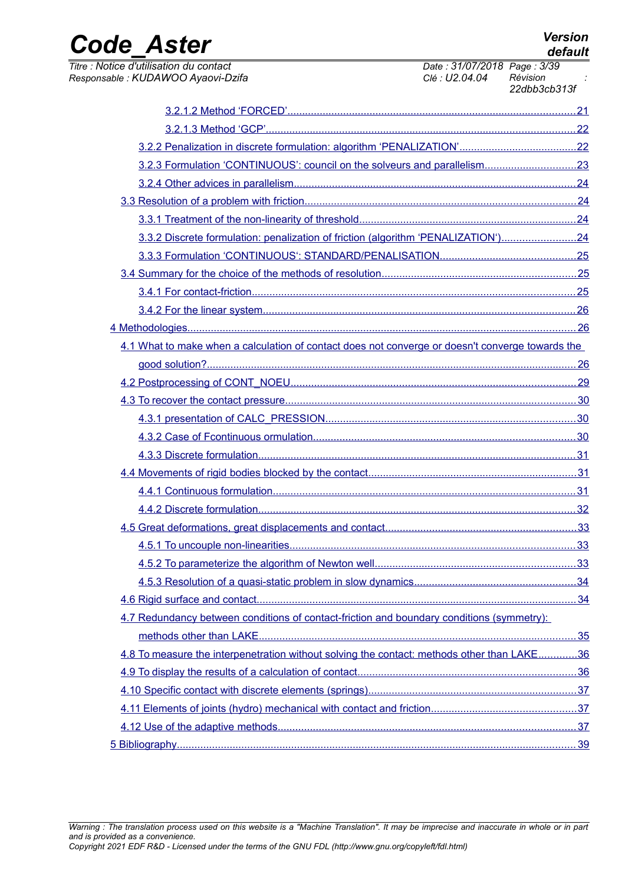3.2.1.2 Method 'FORCED'.....21

3.2.1.3 Method 'GCP'.....22

3.2.2 Penalization in discrete formulation: algorithm 'PENALIZATION'.....22

3.2.3 Formulation 'CONTINUOUS': council on the solveurs and parallelism.....23

3.2.4 Other advices in parallelism.....24

3.3 Resolution of a problem with friction.....24

3.3.1 Treatment of the non-linearity of threshold.....24

3.3.2 Discrete formulation: penalization of friction (algorithm 'PENALIZATION').....24

3.3.3 Formulation 'CONTINUOUS': STANDARD/PENALISATION.....25

3.4 Summary for the choice of the methods of resolution.....25

3.4.1 For contact-friction.....25

3.4.2 For the linear system.....26

4 Methodologies.....26

4.1 What to make when a calculation of contact does not converge or doesn't converge towards the good solution?.....26

4.2 Postprocessing of CONT_NOEU.....29

4.3 To recover the contact pressure.....30

4.3.1 presentation of CALC_PRESSION.....30

4.3.2 Case of Fcontinuous ormulation.....30

4.3.3 Discrete formulation.....31

4.4 Movements of rigid bodies blocked by the contact.....31

4.4.1 Continuous formulation.....31

4.4.2 Discrete formulation.....32

4.5 Great deformations, great displacements and contact.....33

4.5.1 To uncouple non-linearities.....33

4.5.2 To parameterize the algorithm of Newton well.....33

4.5.3 Resolution of a quasi-static problem in slow dynamics.....34

4.6 Rigid surface and contact.....34

4.7 Redundancy between conditions of contact-friction and boundary conditions (symmetry): methods other than LAKE.....35

4.8 To measure the interpenetration without solving the contact: methods other than LAKE.....36

4.9 To display the results of a calculation of contact.....36

4.10 Specific contact with discrete elements (springs).....37

4.11 Elements of joints (hydro) mechanical with contact and friction.....37

4.12 Use of the adaptive methods.....37

5 Bibliography.....39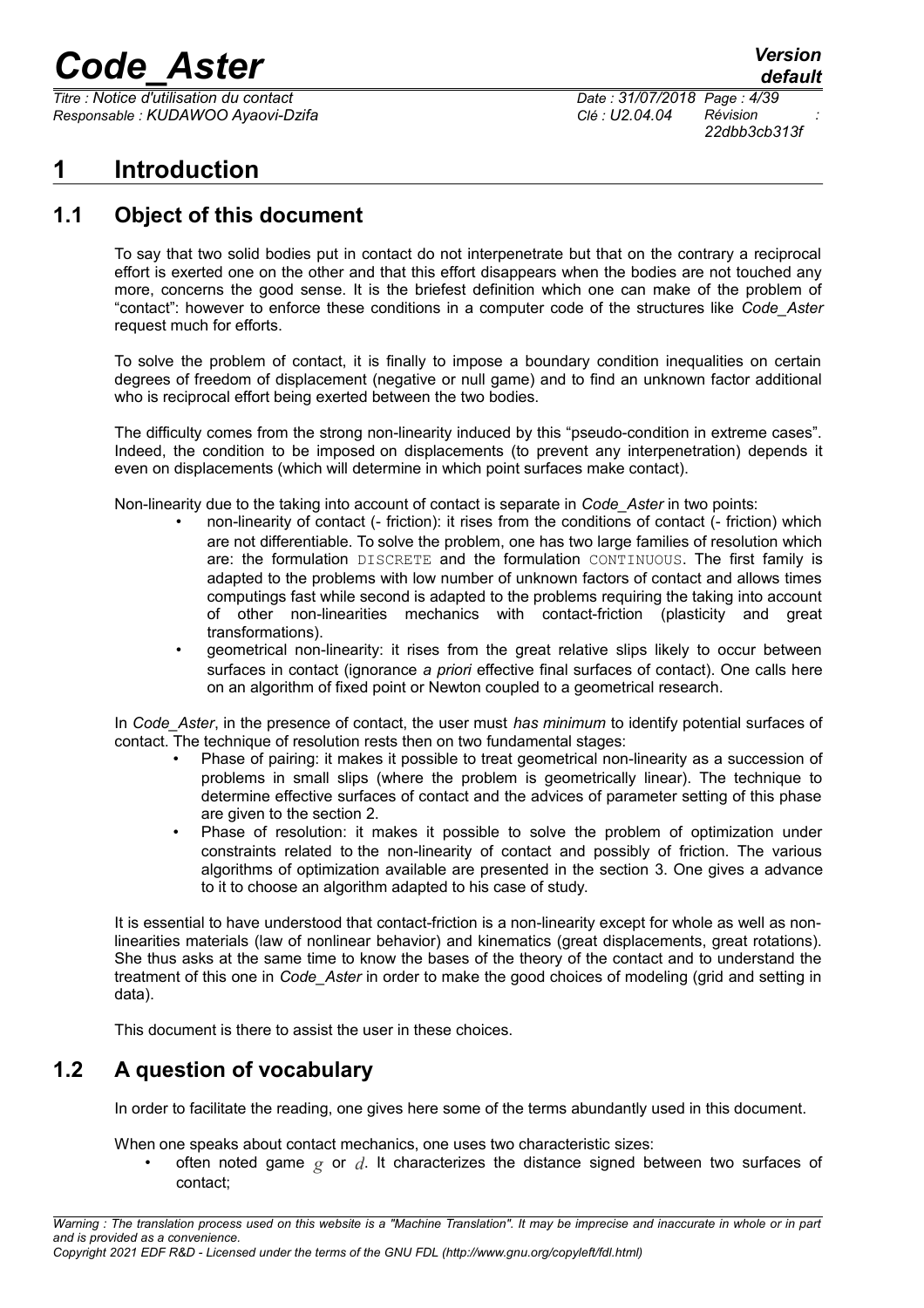# 1 Introduction

## 1.1 Object of this document

To say that two solid bodies put in contact do not interpenetrate but that on the contrary a reciprocal effort is exerted one on the other and that this effort disappears when the bodies are not touched any more, concerns the good sense. It is the briefest definition which one can make of the problem of "contact": however to enforce these conditions in a computer code of the structures like *Code_Aster* request much for efforts.

To solve the problem of contact, it is finally to impose a boundary condition inequalities on certain degrees of freedom of displacement (negative or null game) and to find an unknown factor additional who is reciprocal effort being exerted between the two bodies.

The difficulty comes from the strong non-linearity induced by this "pseudo-condition in extreme cases". Indeed, the condition to be imposed on displacements (to prevent any interpenetration) depends it even on displacements (which will determine in which point surfaces make contact).

Non-linearity due to the taking into account of contact is separate in *Code_Aster* in two points:

- non-linearity of contact (- friction): it rises from the conditions of contact (- friction) which are not differentiable. To solve the problem, one has two large families of resolution which are: the formulation DISCRETE and the formulation CONTINUOUS. The first family is adapted to the problems with low number of unknown factors of contact and allows times computings fast while second is adapted to the problems requiring the taking into account of other non-linearities mechanics with contact-friction (plasticity and great transformations).
- geometrical non-linearity: it rises from the great relative slips likely to occur between surfaces in contact (ignorance *a priori* effective final surfaces of contact). One calls here on an algorithm of fixed point or Newton coupled to a geometrical research.

In *Code_Aster*, in the presence of contact, the user must *has minimum* to identify potential surfaces of contact. The technique of resolution rests then on two fundamental stages:

- Phase of pairing: it makes it possible to treat geometrical non-linearity as a succession of problems in small slips (where the problem is geometrically linear). The technique to determine effective surfaces of contact and the advices of parameter setting of this phase are given to the section 2.
- Phase of resolution: it makes it possible to solve the problem of optimization under constraints related to the non-linearity of contact and possibly of friction. The various algorithms of optimization available are presented in the section 3. One gives a advance to it to choose an algorithm adapted to his case of study.

It is essential to have understood that contact-friction is a non-linearity except for whole as well as non-linearities materials (law of nonlinear behavior) and kinematics (great displacements, great rotations). She thus asks at the same time to know the bases of the theory of the contact and to understand the treatment of this one in *Code_Aster* in order to make the good choices of modeling (grid and setting in data).

This document is there to assist the user in these choices.

## 1.2 A question of vocabulary

In order to facilitate the reading, one gives here some of the terms abundantly used in this document.

When one speaks about contact mechanics, one uses two characteristic sizes:

- often noted game $g$ or $d$. It characterizes the distance signed between two surfaces of contact;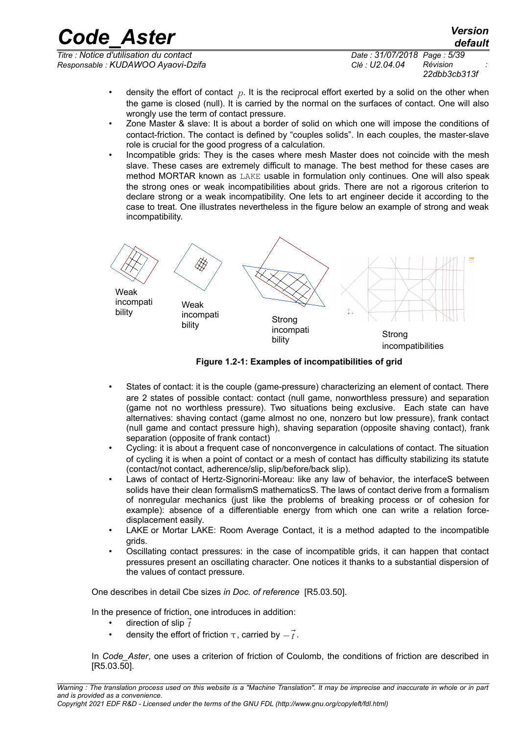- density the effort of contact $p$. It is the reciprocal effort exerted by a solid on the other when the game is closed (null). It is carried by the normal on the surfaces of contact. One will also wrongly use the term of contact pressure.
- Zone Master & slave: It is about a border of solid on which one will impose the conditions of contact-friction. The contact is defined by "couples solids". In each couples, the master-slave role is crucial for the good progress of a calculation.
- Incompatible grids: They is the cases where mesh Master does not coincide with the mesh slave. These cases are extremely difficult to manage. The best method for these cases are method MORTAR known as LAKE usable in formulation only continues. One will also speak the strong ones or weak incompatibilities about grids. There are not a rigorous criterion to declare strong or a weak incompatibility. One lets to art engineer decide it according to the case to treat. One illustrates nevertheless in the figure below an example of strong and weak incompatibility.

Weak incompatibility | Weak incompatibility | Strong incompatibility | Strong incompatibilities

**Figure 1.2-1: Examples of incompatibilities of grid**

- States of contact: it is the couple (game-pressure) characterizing an element of contact. There are 2 states of possible contact: contact (null game, nonworthless pressure) and separation (game not no worthless pressure). Two situations being exclusive. Each state can have alternatives: shaving contact (game almost no one, nonzero but low pressure), frank contact (null game and contact pressure high), shaving separation (opposite shaving contact), frank separation (opposite of frank contact)
- Cycling: it is about a frequent case of nonconvergence in calculations of contact. The situation of cycling it is when a point of contact or a mesh of contact has difficulty stabilizing its statute (contact/not contact, adherence/slip, slip/before/back slip).
- Laws of contact of Hertz-Signorini-Moreau: like any law of behavior, the interfaceS between solids have their clean formalismS mathematicsS. The laws of contact derive from a formalism of nonregular mechanics (just like the problems of breaking process or of cohesion for example): absence of a differentiable energy from which one can write a relation force-displacement easily.
- LAKE or Mortar LAKE: Room Average Contact, it is a method adapted to the incompatible grids.
- Oscillating contact pressures: in the case of incompatible grids, it can happen that contact pressures present an oscillating character. One notices it thanks to a substantial dispersion of the values of contact pressure.

One describes in detail Cbe sizes *in Doc. of reference* [R5.03.50].

In the presence of friction, one introduces in addition:

- direction of slip $\vec{t}$
- density the effort of friction $\tau$, carried by $-\vec{t}$.

In *Code_Aster*, one uses a criterion of friction of Coulomb, the conditions of friction are described in [R5.03.50].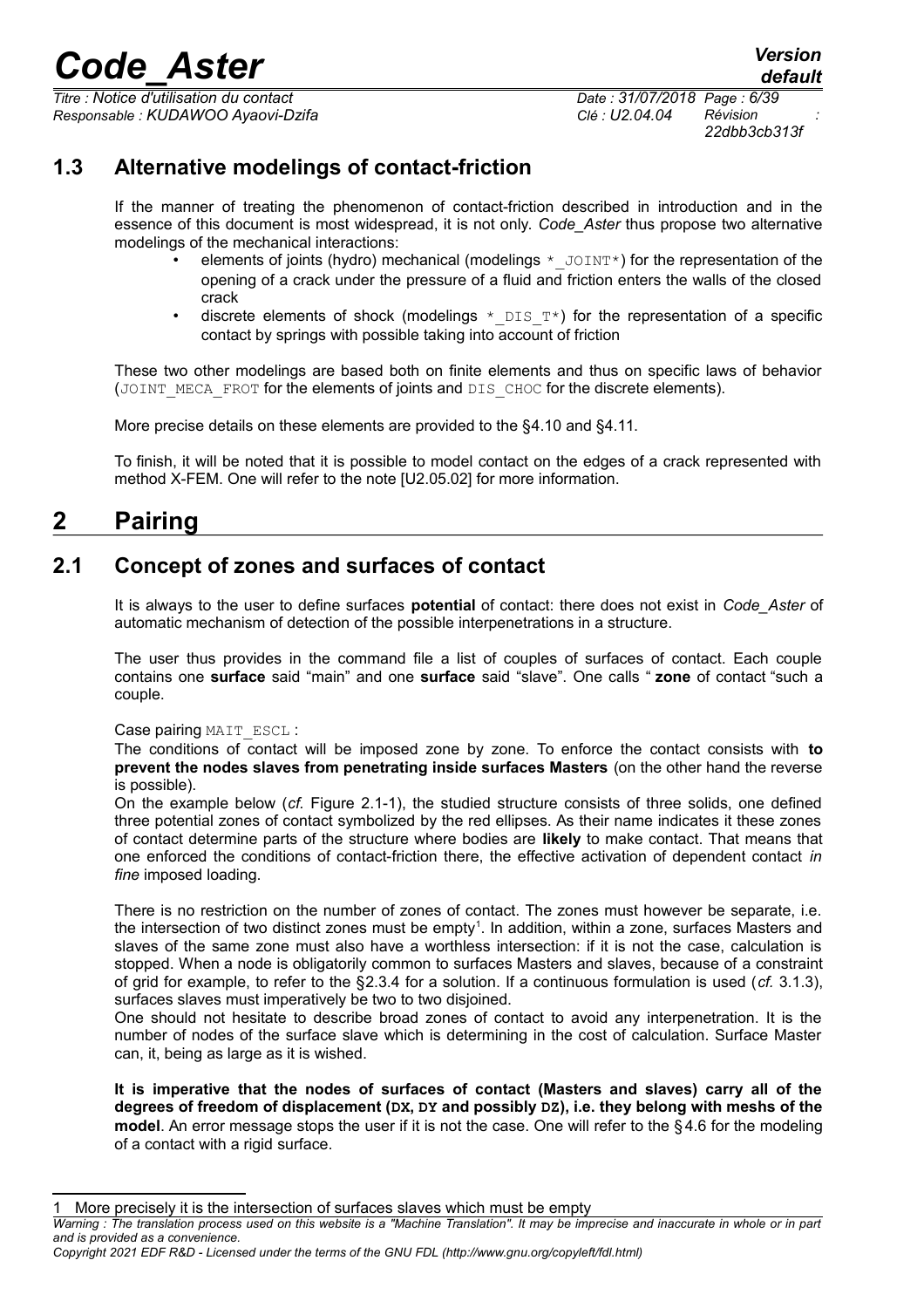## 1.3 Alternative modelings of contact-friction

If the manner of treating the phenomenon of contact-friction described in introduction and in the essence of this document is most widespread, it is not only. *Code_Aster* thus propose two alternative modelings of the mechanical interactions:

- elements of joints (hydro) mechanical (modelings `*_JOINT*`) for the representation of the opening of a crack under the pressure of a fluid and friction enters the walls of the closed crack
- discrete elements of shock (modelings `*_DIS_T*`) for the representation of a specific contact by springs with possible taking into account of friction

These two other modelings are based both on finite elements and thus on specific laws of behavior (`JOINT_MECA_FROT` for the elements of joints and `DIS_CHOC` for the discrete elements).

More precise details on these elements are provided to the §4.10 and §4.11.

To finish, it will be noted that it is possible to model contact on the edges of a crack represented with method X-FEM. One will refer to the note [U2.05.02] for more information.

# 2 Pairing

## 2.1 Concept of zones and surfaces of contact

It is always to the user to define surfaces **potential** of contact: there does not exist in *Code_Aster* of automatic mechanism of detection of the possible interpenetrations in a structure.

The user thus provides in the command file a list of couples of surfaces of contact. Each couple contains one **surface** said "main" and one **surface** said "slave". One calls " **zone** of contact "such a couple.

Case pairing `MAIT_ESCL` :
The conditions of contact will be imposed zone by zone. To enforce the contact consists with **to prevent the nodes slaves from penetrating inside surfaces Masters** (on the other hand the reverse is possible).
On the example below (*cf.* Figure 2.1-1), the studied structure consists of three solids, one defined three potential zones of contact symbolized by the red ellipses. As their name indicates it these zones of contact determine parts of the structure where bodies are **likely** to make contact. That means that one enforced the conditions of contact-friction there, the effective activation of dependent contact *in fine* imposed loading.

There is no restriction on the number of zones of contact. The zones must however be separate, i.e. the intersection of two distinct zones must be empty[1]. In addition, within a zone, surfaces Masters and slaves of the same zone must also have a worthless intersection: if it is not the case, calculation is stopped. When a node is obligatorily common to surfaces Masters and slaves, because of a constraint of grid for example, to refer to the §2.3.4 for a solution. If a continuous formulation is used (*cf.* 3.1.3), surfaces slaves must imperatively be two to two disjoined.
One should not hesitate to describe broad zones of contact to avoid any interpenetration. It is the number of nodes of the surface slave which is determining in the cost of calculation. Surface Master can, it, being as large as it is wished.

**It is imperative that the nodes of surfaces of contact (Masters and slaves) carry all of the degrees of freedom of displacement (`DX`, `DY` and possibly `DZ`), i.e. they belong with meshs of the model**. An error message stops the user if it is not the case. One will refer to the §4.6 for the modeling of a contact with a rigid surface.

---

1 More precisely it is the intersection of surfaces slaves which must be empty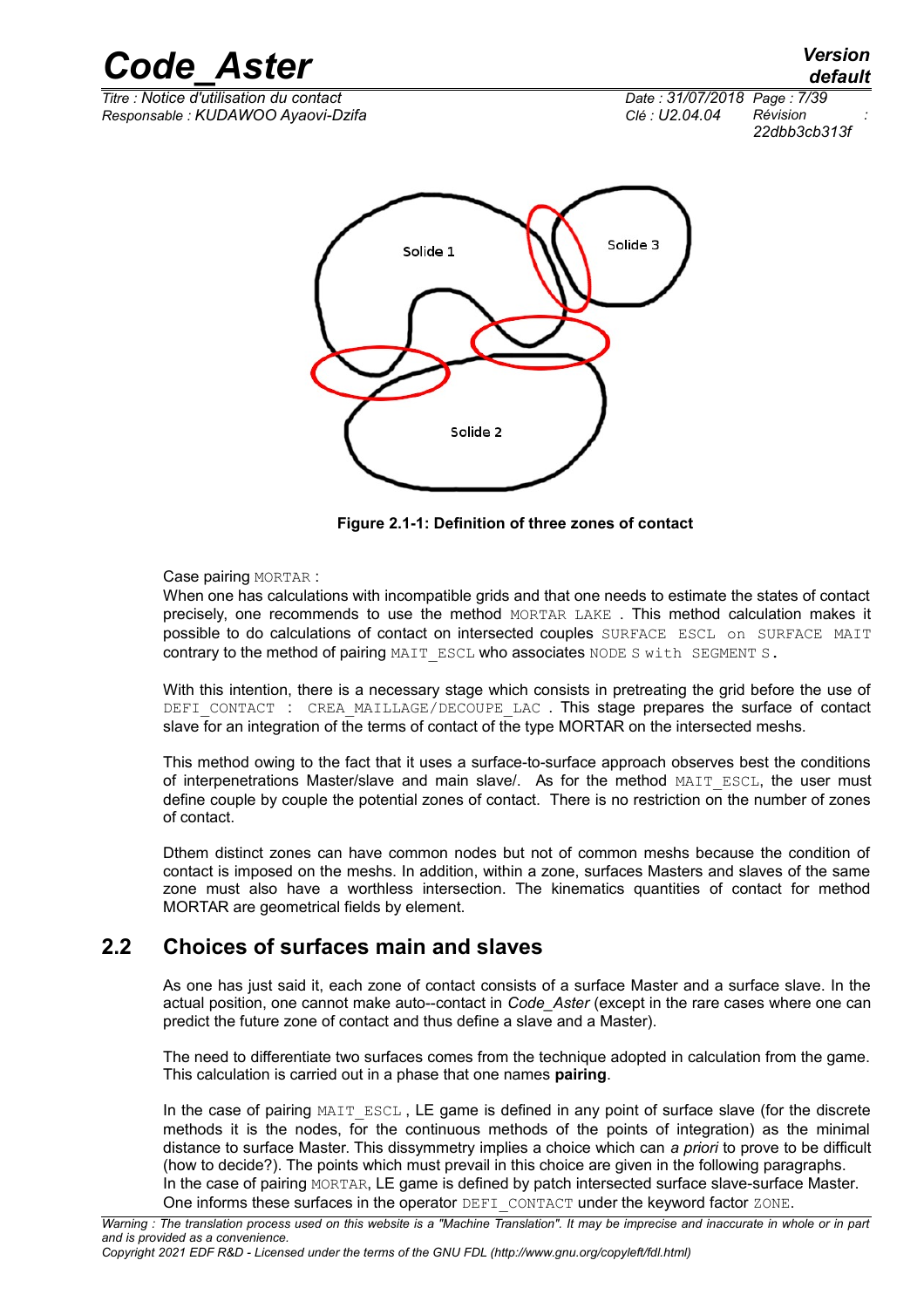Figure 2.1-1: Definition of three zones of contact

Case pairing MORTAR :

When one has calculations with incompatible grids and that one needs to estimate the states of contact precisely, one recommends to use the method MORTAR LAKE . This method calculation makes it possible to do calculations of contact on intersected couples SURFACE ESCL on SURFACE MAIT contrary to the method of pairing MAIT_ESCL who associates NODE S with SEGMENT S.

With this intention, there is a necessary stage which consists in pretreating the grid before the use of DEFI_CONTACT : CREA_MAILLAGE/DECOUPE_LAC . This stage prepares the surface of contact slave for an integration of the terms of contact of the type MORTAR on the intersected meshs.

This method owing to the fact that it uses a surface-to-surface approach observes best the conditions of interpenetrations Master/slave and main slave/. As for the method MAIT_ESCL, the user must define couple by couple the potential zones of contact. There is no restriction on the number of zones of contact.

Dthem distinct zones can have common nodes but not of common meshs because the condition of contact is imposed on the meshs. In addition, within a zone, surfaces Masters and slaves of the same zone must also have a worthless intersection. The kinematics quantities of contact for method MORTAR are geometrical fields by element.

## 2.2 Choices of surfaces main and slaves

As one has just said it, each zone of contact consists of a surface Master and a surface slave. In the actual position, one cannot make auto--contact in *Code_Aster* (except in the rare cases where one can predict the future zone of contact and thus define a slave and a Master).

The need to differentiate two surfaces comes from the technique adopted in calculation from the game. This calculation is carried out in a phase that one names **pairing**.

In the case of pairing MAIT_ESCL , LE game is defined in any point of surface slave (for the discrete methods it is the nodes, for the continuous methods of the points of integration) as the minimal distance to surface Master. This dissymmetry implies a choice which can *a priori* to prove to be difficult (how to decide?). The points which must prevail in this choice are given in the following paragraphs.
In the case of pairing MORTAR, LE game is defined by patch intersected surface slave-surface Master. One informs these surfaces in the operator DEFI_CONTACT under the keyword factor ZONE.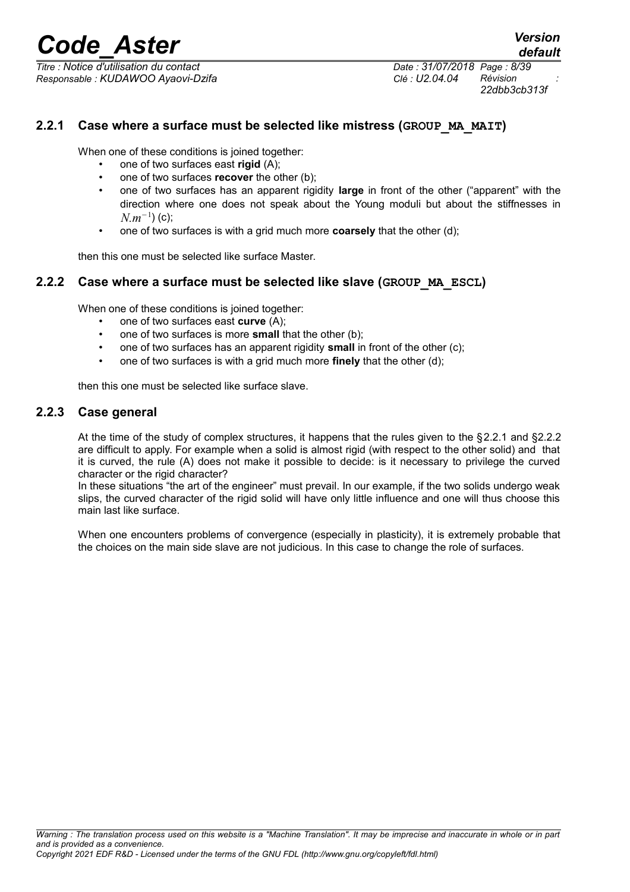### 2.2.1 Case where a surface must be selected like mistress (GROUP_MA_MAIT)

When one of these conditions is joined together:

- one of two surfaces east **rigid** (A);
- one of two surfaces **recover** the other (b);
- one of two surfaces has an apparent rigidity **large** in front of the other ("apparent" with the direction where one does not speak about the Young moduli but about the stiffnesses in $N.m^{-1}$) (c);
- one of two surfaces is with a grid much more **coarsely** that the other (d);

then this one must be selected like surface Master.

### 2.2.2 Case where a surface must be selected like slave (GROUP_MA_ESCL)

When one of these conditions is joined together:

- one of two surfaces east **curve** (A);
- one of two surfaces is more **small** that the other (b);
- one of two surfaces has an apparent rigidity **small** in front of the other (c);
- one of two surfaces is with a grid much more **finely** that the other (d);

then this one must be selected like surface slave.

### 2.2.3 Case general

At the time of the study of complex structures, it happens that the rules given to the §2.2.1 and §2.2.2 are difficult to apply. For example when a solid is almost rigid (with respect to the other solid) and that it is curved, the rule (A) does not make it possible to decide: is it necessary to privilege the curved character or the rigid character?

In these situations "the art of the engineer" must prevail. In our example, if the two solids undergo weak slips, the curved character of the rigid solid will have only little influence and one will thus choose this main last like surface.

When one encounters problems of convergence (especially in plasticity), it is extremely probable that the choices on the main side slave are not judicious. In this case to change the role of surfaces.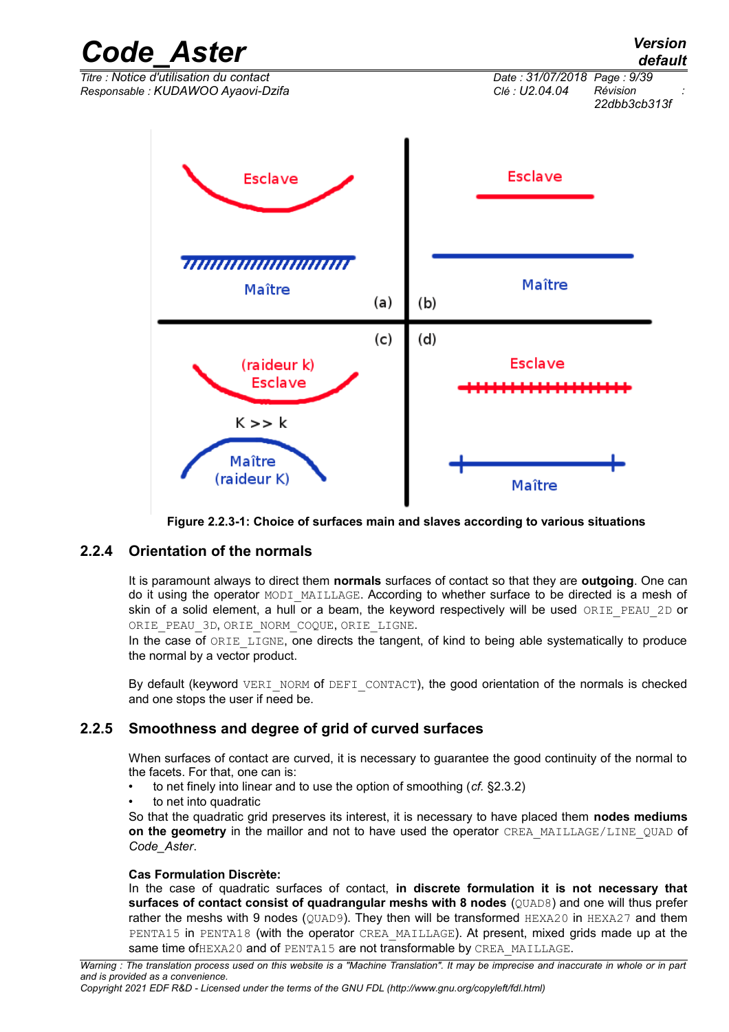Figure 2.2.3-1: Choice of surfaces main and slaves according to various situations

### 2.2.4 Orientation of the normals

It is paramount always to direct them **normals** surfaces of contact so that they are **outgoing**. One can do it using the operator MODI_MAILLAGE. According to whether surface to be directed is a mesh of skin of a solid element, a hull or a beam, the keyword respectively will be used ORIE_PEAU_2D or ORIE_PEAU_3D, ORIE_NORM_COQUE, ORIE_LIGNE.
In the case of ORIE_LIGNE, one directs the tangent, of kind to being able systematically to produce the normal by a vector product.

By default (keyword VERI_NORM of DEFI_CONTACT), the good orientation of the normals is checked and one stops the user if need be.

### 2.2.5 Smoothness and degree of grid of curved surfaces

When surfaces of contact are curved, it is necessary to guarantee the good continuity of the normal to the facets. For that, one can is:

- to net finely into linear and to use the option of smoothing (*cf.* §2.3.2)
- to net into quadratic

So that the quadratic grid preserves its interest, it is necessary to have placed them **nodes mediums on the geometry** in the maillor and not to have used the operator CREA_MAILLAGE/LINE_QUAD of *Code_Aster*.

**Cas Formulation Discrète:**
In the case of quadratic surfaces of contact, **in discrete formulation it is not necessary that surfaces of contact consist of quadrangular meshs with 8 nodes** (QUAD8) and one will thus prefer rather the meshs with 9 nodes (QUAD9). They then will be transformed HEXA20 in HEXA27 and them PENTA15 in PENTA18 (with the operator CREA_MAILLAGE). At present, mixed grids made up at the same time ofHEXA20 and of PENTA15 are not transformable by CREA_MAILLAGE.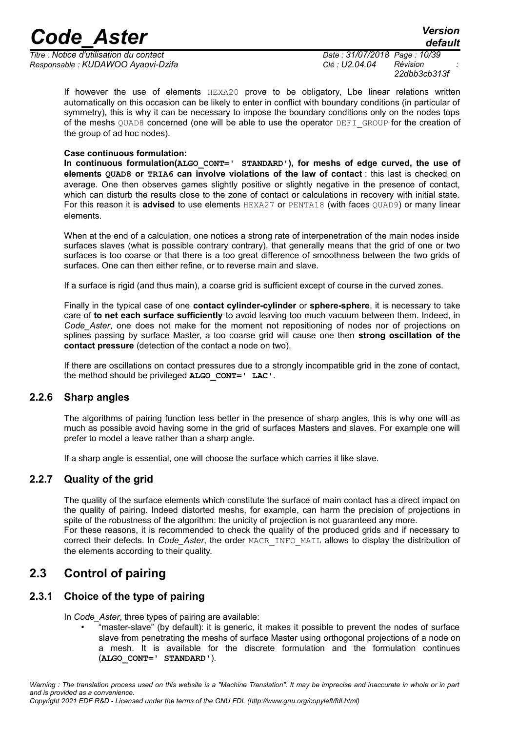If however the use of elements HEXA20 prove to be obligatory, Lbe linear relations written automatically on this occasion can be likely to enter in conflict with boundary conditions (in particular of symmetry), this is why it can be necessary to impose the boundary conditions only on the nodes tops of the meshs QUAD8 concerned (one will be able to use the operator DEFI_GROUP for the creation of the group of ad hoc nodes).

**Case continuous formulation:**

**In continuous formulation(ALGO_CONT=' STANDARD'), for meshs of edge curved, the use of elements QUAD8 or TRIA6 can involve violations of the law of contact** : this last is checked on average. One then observes games slightly positive or slightly negative in the presence of contact, which can disturb the results close to the zone of contact or calculations in recovery with initial state. For this reason it is **advised** to use elements HEXA27 or PENTA18 (with faces QUAD9) or many linear elements.

When at the end of a calculation, one notices a strong rate of interpenetration of the main nodes inside surfaces slaves (what is possible contrary contrary), that generally means that the grid of one or two surfaces is too coarse or that there is a too great difference of smoothness between the two grids of surfaces. One can then either refine, or to reverse main and slave.

If a surface is rigid (and thus main), a coarse grid is sufficient except of course in the curved zones.

Finally in the typical case of one **contact cylinder-cylinder** or **sphere-sphere**, it is necessary to take care of **to net each surface sufficiently** to avoid leaving too much vacuum between them. Indeed, in *Code_Aster*, one does not make for the moment not repositioning of nodes nor of projections on splines passing by surface Master, a too coarse grid will cause one then **strong oscillation of the contact pressure** (detection of the contact a node on two).

If there are oscillations on contact pressures due to a strongly incompatible grid in the zone of contact, the method should be privileged **ALGO_CONT=' LAC'**.

### 2.2.6 Sharp angles

The algorithms of pairing function less better in the presence of sharp angles, this is why one will as much as possible avoid having some in the grid of surfaces Masters and slaves. For example one will prefer to model a leave rather than a sharp angle.

If a sharp angle is essential, one will choose the surface which carries it like slave.

### 2.2.7 Quality of the grid

The quality of the surface elements which constitute the surface of main contact has a direct impact on the quality of pairing. Indeed distorted meshs, for example, can harm the precision of projections in spite of the robustness of the algorithm: the unicity of projection is not guaranteed any more.

For these reasons, it is recommended to check the quality of the produced grids and if necessary to correct their defects. In *Code_Aster*, the order MACR_INFO_MAIL allows to display the distribution of the elements according to their quality.

## 2.3 Control of pairing

### 2.3.1 Choice of the type of pairing

In *Code_Aster*, three types of pairing are available:

- "master-slave" (by default): it is generic, it makes it possible to prevent the nodes of surface slave from penetrating the meshs of surface Master using orthogonal projections of a node on a mesh. It is available for the discrete formulation and the formulation continues (**ALGO_CONT=' STANDARD'**).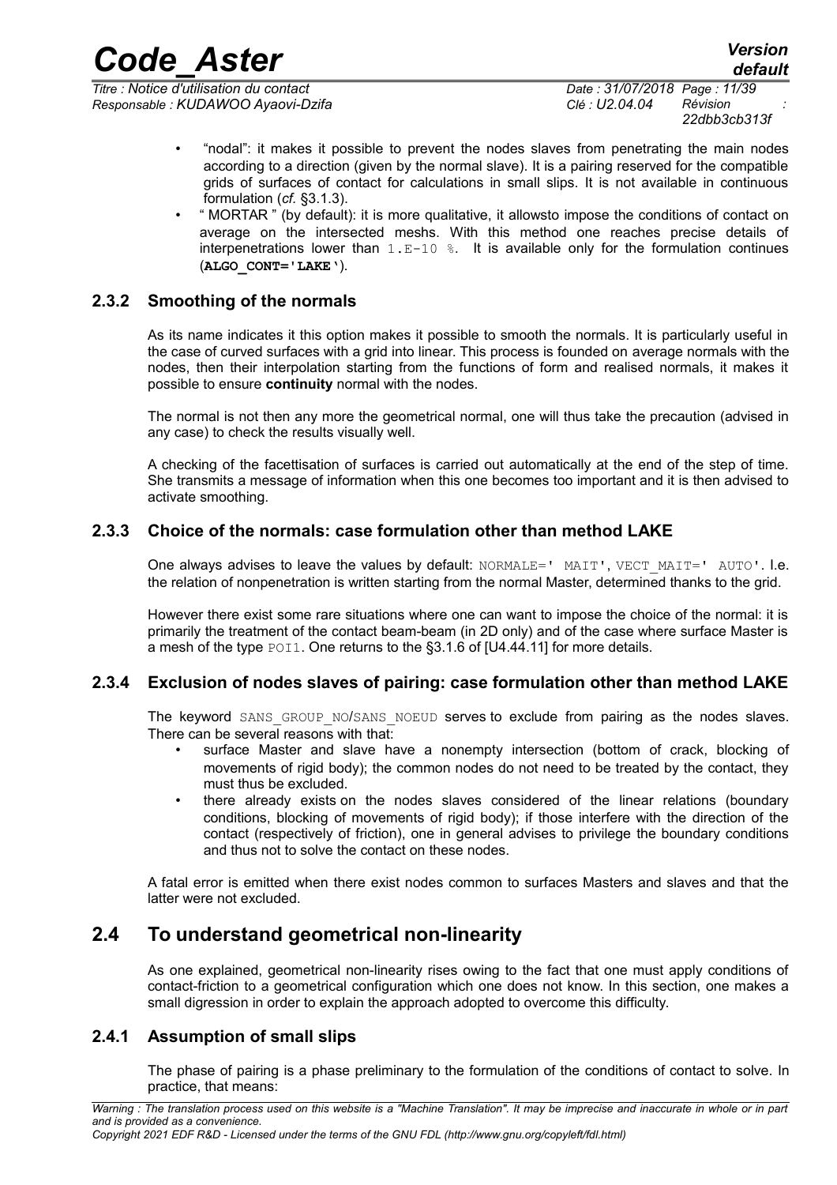- "nodal": it makes it possible to prevent the nodes slaves from penetrating the main nodes according to a direction (given by the normal slave). It is a pairing reserved for the compatible grids of surfaces of contact for calculations in small slips. It is not available in continuous formulation (*cf.* §3.1.3).
- " MORTAR " (by default): it is more qualitative, it allowsto impose the conditions of contact on average on the intersected meshs. With this method one reaches precise details of interpenetrations lower than `1.E-10 %`. It is available only for the formulation continues (**`ALGO_CONT='LAKE'`**).

### 2.3.2 Smoothing of the normals

As its name indicates it this option makes it possible to smooth the normals. It is particularly useful in the case of curved surfaces with a grid into linear. This process is founded on average normals with the nodes, then their interpolation starting from the functions of form and realised normals, it makes it possible to ensure **continuity** normal with the nodes.

The normal is not then any more the geometrical normal, one will thus take the precaution (advised in any case) to check the results visually well.

A checking of the facettisation of surfaces is carried out automatically at the end of the step of time. She transmits a message of information when this one becomes too important and it is then advised to activate smoothing.

### 2.3.3 Choice of the normals: case formulation other than method LAKE

One always advises to leave the values by default: `NORMALE=' MAIT'`, `VECT_MAIT=' AUTO'`. I.e. the relation of nonpenetration is written starting from the normal Master, determined thanks to the grid.

However there exist some rare situations where one can want to impose the choice of the normal: it is primarily the treatment of the contact beam-beam (in 2D only) and of the case where surface Master is a mesh of the type `POI1`. One returns to the §3.1.6 of [U4.44.11] for more details.

### 2.3.4 Exclusion of nodes slaves of pairing: case formulation other than method LAKE

The keyword `SANS_GROUP_NO`/`SANS_NOEUD` serves to exclude from pairing as the nodes slaves. There can be several reasons with that:

- surface Master and slave have a nonempty intersection (bottom of crack, blocking of movements of rigid body); the common nodes do not need to be treated by the contact, they must thus be excluded.
- there already exists on the nodes slaves considered of the linear relations (boundary conditions, blocking of movements of rigid body); if those interfere with the direction of the contact (respectively of friction), one in general advises to privilege the boundary conditions and thus not to solve the contact on these nodes.

A fatal error is emitted when there exist nodes common to surfaces Masters and slaves and that the latter were not excluded.

## 2.4 To understand geometrical non-linearity

As one explained, geometrical non-linearity rises owing to the fact that one must apply conditions of contact-friction to a geometrical configuration which one does not know. In this section, one makes a small digression in order to explain the approach adopted to overcome this difficulty.

### 2.4.1 Assumption of small slips

The phase of pairing is a phase preliminary to the formulation of the conditions of contact to solve. In practice, that means: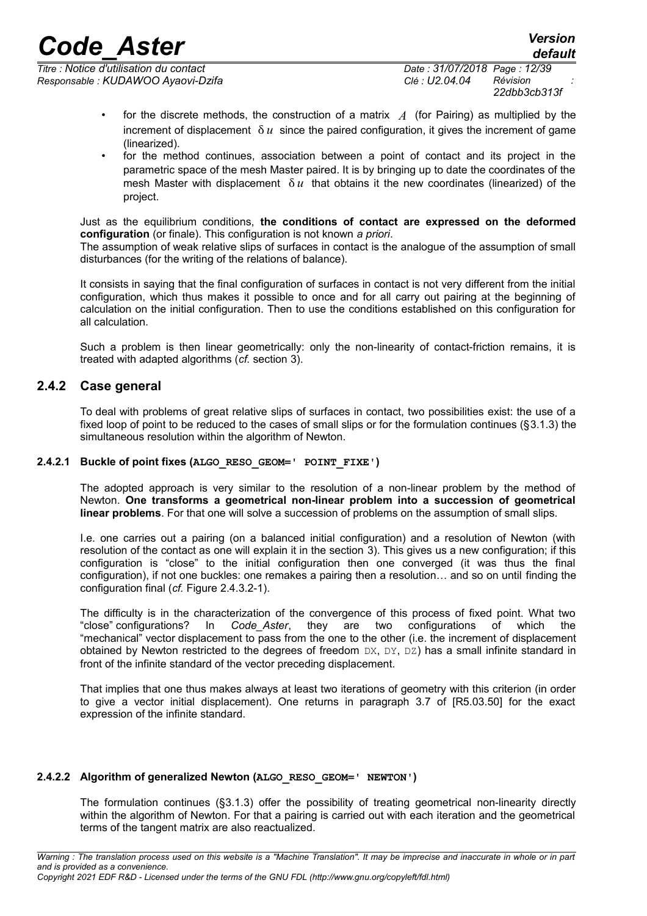- for the discrete methods, the construction of a matrix $A$ (for Pairing) as multiplied by the increment of displacement $\delta u$ since the paired configuration, it gives the increment of game (linearized).
- for the method continues, association between a point of contact and its project in the parametric space of the mesh Master paired. It is by bringing up to date the coordinates of the mesh Master with displacement $\delta u$ that obtains it the new coordinates (linearized) of the project.

Just as the equilibrium conditions, **the conditions of contact are expressed on the deformed configuration** (or finale). This configuration is not known *a priori*.
The assumption of weak relative slips of surfaces in contact is the analogue of the assumption of small disturbances (for the writing of the relations of balance).

It consists in saying that the final configuration of surfaces in contact is not very different from the initial configuration, which thus makes it possible to once and for all carry out pairing at the beginning of calculation on the initial configuration. Then to use the conditions established on this configuration for all calculation.

Such a problem is then linear geometrically: only the non-linearity of contact-friction remains, it is treated with adapted algorithms (*cf.* section 3).

### 2.4.2 Case general

To deal with problems of great relative slips of surfaces in contact, two possibilities exist: the use of a fixed loop of point to be reduced to the cases of small slips or for the formulation continues (§3.1.3) the simultaneous resolution within the algorithm of Newton.

#### 2.4.2.1 Buckle of point fixes (ALGO_RESO_GEOM=' POINT_FIXE')

The adopted approach is very similar to the resolution of a non-linear problem by the method of Newton. **One transforms a geometrical non-linear problem into a succession of geometrical linear problems**. For that one will solve a succession of problems on the assumption of small slips.

I.e. one carries out a pairing (on a balanced initial configuration) and a resolution of Newton (with resolution of the contact as one will explain it in the section 3). This gives us a new configuration; if this configuration is “close” to the initial configuration then one converged (it was thus the final configuration), if not one buckles: one remakes a pairing then a resolution… and so on until finding the configuration final (*cf.* Figure 2.4.3.2-1).

The difficulty is in the characterization of the convergence of this process of fixed point. What two “close” configurations? In *Code_Aster*, they are two configurations of which the “mechanical” vector displacement to pass from the one to the other (i.e. the increment of displacement obtained by Newton restricted to the degrees of freedom DX, DY, DZ) has a small infinite standard in front of the infinite standard of the vector preceding displacement.

That implies that one thus makes always at least two iterations of geometry with this criterion (in order to give a vector initial displacement). One returns in paragraph 3.7 of [R5.03.50] for the exact expression of the infinite standard.

#### 2.4.2.2 Algorithm of generalized Newton (ALGO_RESO_GEOM=' NEWTON')

The formulation continues (§3.1.3) offer the possibility of treating geometrical non-linearity directly within the algorithm of Newton. For that a pairing is carried out with each iteration and the geometrical terms of the tangent matrix are also reactualized.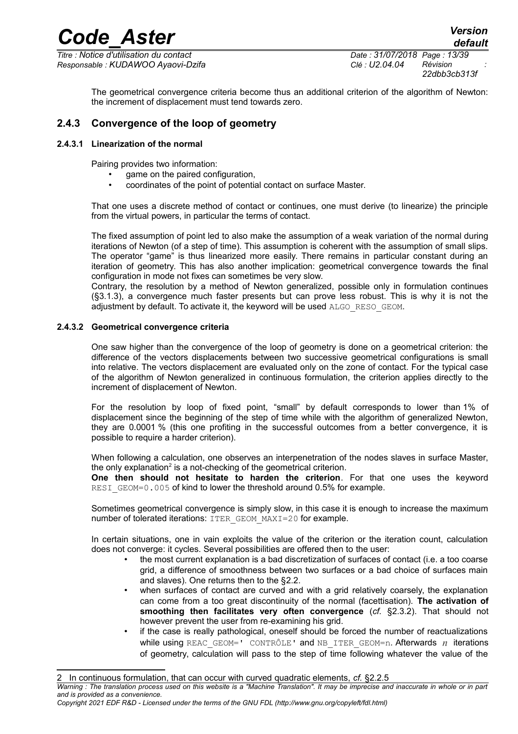The geometrical convergence criteria become thus an additional criterion of the algorithm of Newton: the increment of displacement must tend towards zero.

### 2.4.3 Convergence of the loop of geometry

#### 2.4.3.1 Linearization of the normal

Pairing provides two information:

- game on the paired configuration,
- coordinates of the point of potential contact on surface Master.

That one uses a discrete method of contact or continues, one must derive (to linearize) the principle from the virtual powers, in particular the terms of contact.

The fixed assumption of point led to also make the assumption of a weak variation of the normal during iterations of Newton (of a step of time). This assumption is coherent with the assumption of small slips. The operator "game" is thus linearized more easily. There remains in particular constant during an iteration of geometry. This has also another implication: geometrical convergence towards the final configuration in mode not fixes can sometimes be very slow.

Contrary, the resolution by a method of Newton generalized, possible only in formulation continues (§3.1.3), a convergence much faster presents but can prove less robust. This is why it is not the adjustment by default. To activate it, the keyword will be used `ALGO_RESO_GEOM`.

#### 2.4.3.2 Geometrical convergence criteria

One saw higher than the convergence of the loop of geometry is done on a geometrical criterion: the difference of the vectors displacements between two successive geometrical configurations is small into relative. The vectors displacement are evaluated only on the zone of contact. For the typical case of the algorithm of Newton generalized in continuous formulation, the criterion applies directly to the increment of displacement of Newton.

For the resolution by loop of fixed point, "small" by default corresponds to lower than 1% of displacement since the beginning of the step of time while with the algorithm of generalized Newton, they are 0.0001 % (this one profiting in the successful outcomes from a better convergence, it is possible to require a harder criterion).

When following a calculation, one observes an interpenetration of the nodes slaves in surface Master, the only explanation[2] is a not-checking of the geometrical criterion.

**One then should not hesitate to harden the criterion**. For that one uses the keyword `RESI_GEOM=0.005` of kind to lower the threshold around 0.5% for example.

Sometimes geometrical convergence is simply slow, in this case it is enough to increase the maximum number of tolerated iterations: `ITER_GEOM_MAXI=20` for example.

In certain situations, one in vain exploits the value of the criterion or the iteration count, calculation does not converge: it cycles. Several possibilities are offered then to the user:

- the most current explanation is a bad discretization of surfaces of contact (i.e. a too coarse grid, a difference of smoothness between two surfaces or a bad choice of surfaces main and slaves). One returns then to the §2.2.
- when surfaces of contact are curved and with a grid relatively coarsely, the explanation can come from a too great discontinuity of the normal (facettisation). **The activation of smoothing then facilitates very often convergence** (*cf.* §2.3.2). That should not however prevent the user from re-examining his grid.
- if the case is really pathological, oneself should be forced the number of reactualizations while using `REAC_GEOM=' CONTRÔLE'` and `NB_ITER_GEOM=n`. Afterwards $n$ iterations of geometry, calculation will pass to the step of time following whatever the value of the

---

[2] In continuous formulation, that can occur with curved quadratic elements, *cf.* §2.2.5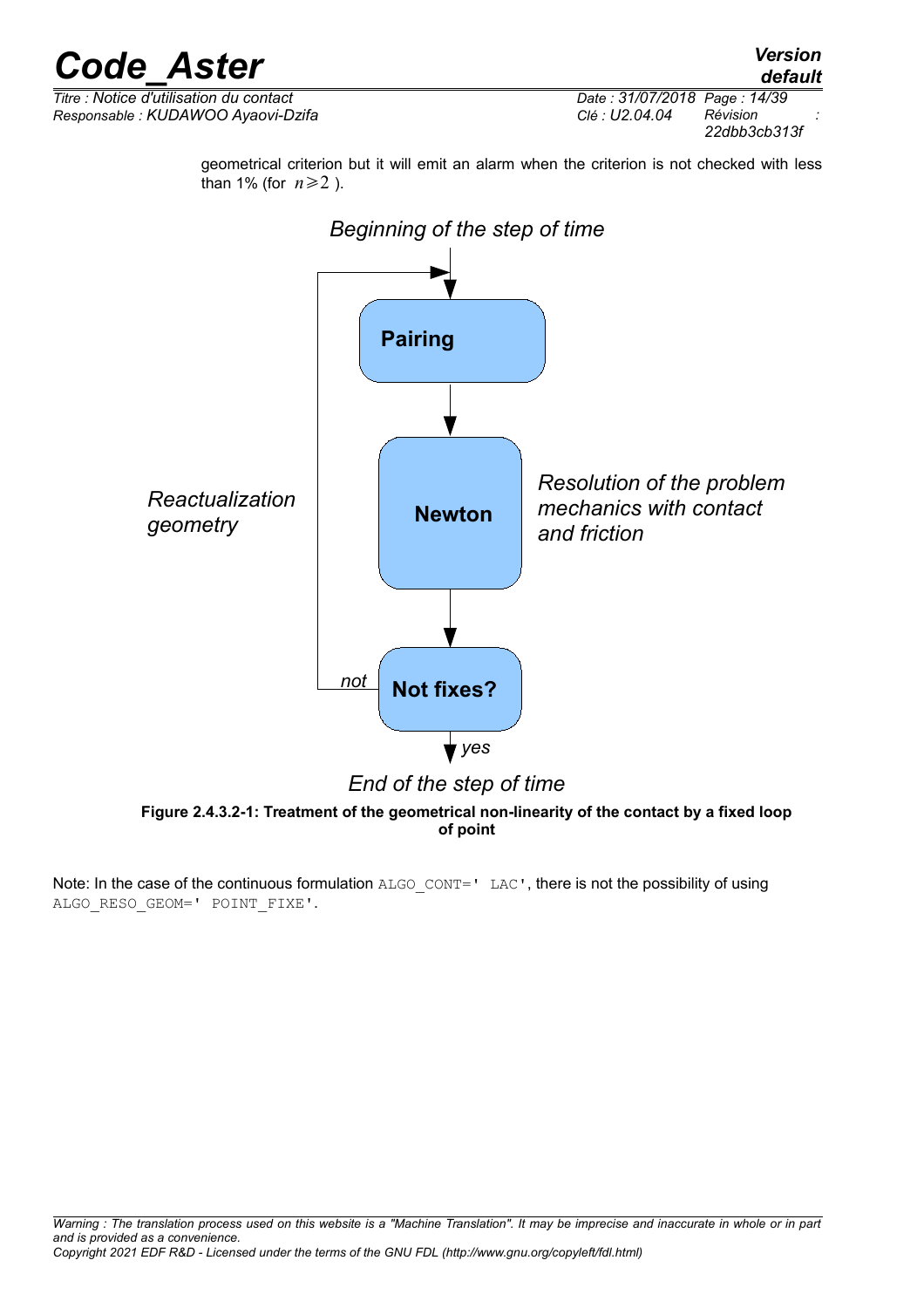geometrical criterion but it will emit an alarm when the criterion is not checked with less than 1% (for $n \geqslant 2$ ).

*Beginning of the step of time*

**Pairing**

**Newton**

*Resolution of the problem mechanics with contact and friction*

*Reactualization geometry*

*not*

**Not fixes?**

*yes*

*End of the step of time*

**Figure 2.4.3.2-1: Treatment of the geometrical non-linearity of the contact by a fixed loop of point**

Note: In the case of the continuous formulation `ALGO_CONT=' LAC'`, there is not the possibility of using `ALGO_RESO_GEOM=' POINT_FIXE'`.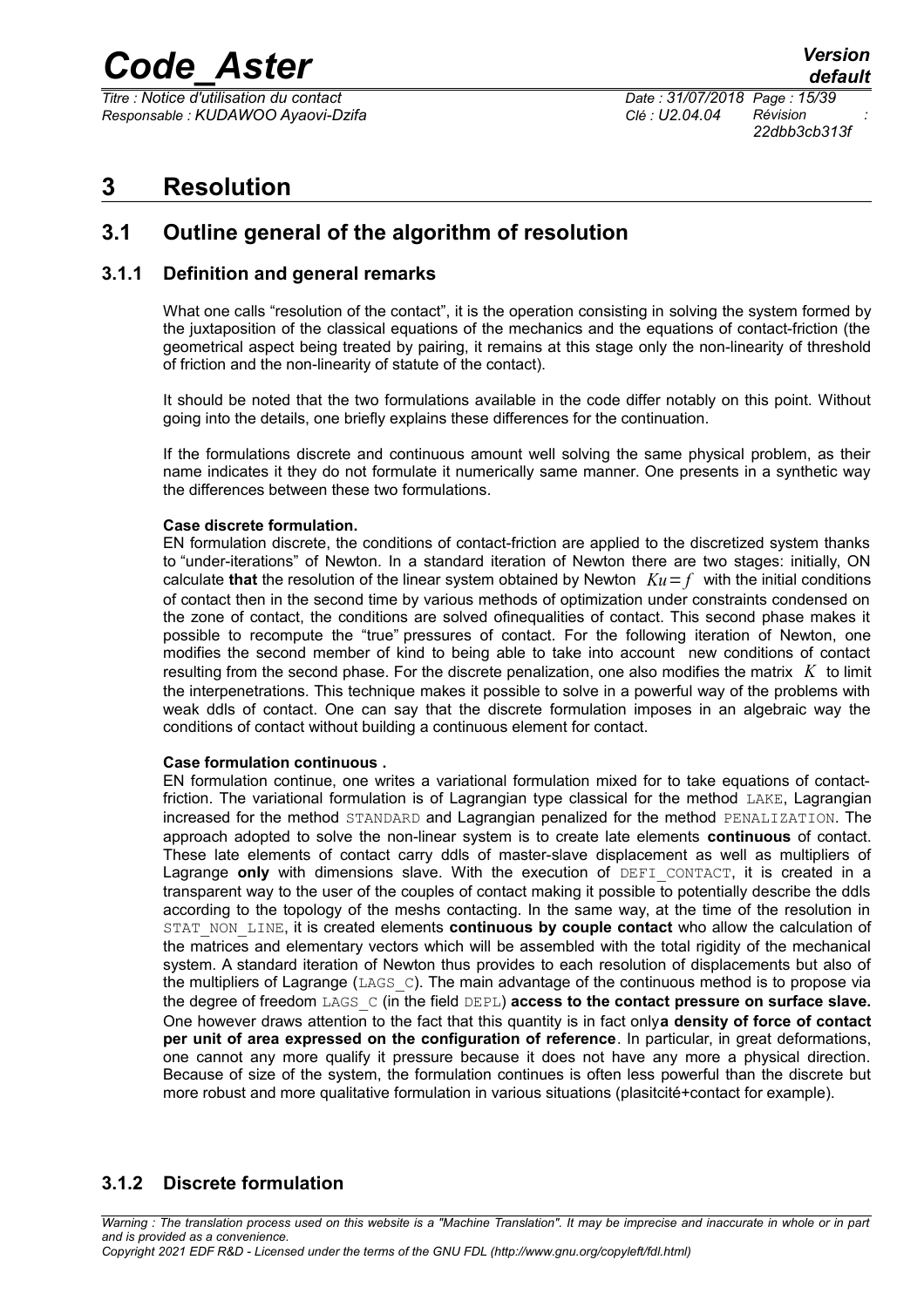# 3 Resolution

## 3.1 Outline general of the algorithm of resolution

### 3.1.1 Definition and general remarks

What one calls "resolution of the contact", it is the operation consisting in solving the system formed by the juxtaposition of the classical equations of the mechanics and the equations of contact-friction (the geometrical aspect being treated by pairing, it remains at this stage only the non-linearity of threshold of friction and the non-linearity of statute of the contact).

It should be noted that the two formulations available in the code differ notably on this point. Without going into the details, one briefly explains these differences for the continuation.

If the formulations discrete and continuous amount well solving the same physical problem, as their name indicates it they do not formulate it numerically same manner. One presents in a synthetic way the differences between these two formulations.

**Case discrete formulation.**

EN formulation discrete, the conditions of contact-friction are applied to the discretized system thanks to "under-iterations" of Newton. In a standard iteration of Newton there are two stages: initially, ON calculate **that** the resolution of the linear system obtained by Newton $Ku=f$ with the initial conditions of contact then in the second time by various methods of optimization under constraints condensed on the zone of contact, the conditions are solved ofinequalities of contact. This second phase makes it possible to recompute the "true" pressures of contact. For the following iteration of Newton, one modifies the second member of kind to being able to take into account new conditions of contact resulting from the second phase. For the discrete penalization, one also modifies the matrix $K$ to limit the interpenetrations. This technique makes it possible to solve in a powerful way of the problems with weak ddls of contact. One can say that the discrete formulation imposes in an algebraic way the conditions of contact without building a continuous element for contact.

**Case formulation continuous .**

EN formulation continue, one writes a variational formulation mixed for to take equations of contact-friction. The variational formulation is of Lagrangian type classical for the method LAKE, Lagrangian increased for the method STANDARD and Lagrangian penalized for the method PENALIZATION. The approach adopted to solve the non-linear system is to create late elements **continuous** of contact. These late elements of contact carry ddls of master-slave displacement as well as multipliers of Lagrange **only** with dimensions slave. With the execution of DEFI_CONTACT, it is created in a transparent way to the user of the couples of contact making it possible to potentially describe the ddls according to the topology of the meshs contacting. In the same way, at the time of the resolution in STAT_NON_LINE, it is created elements **continuous by couple contact** who allow the calculation of the matrices and elementary vectors which will be assembled with the total rigidity of the mechanical system. A standard iteration of Newton thus provides to each resolution of displacements but also of the multipliers of Lagrange (LAGS_C). The main advantage of the continuous method is to propose via the degree of freedom LAGS_C (in the field DEPL) **access to the contact pressure on surface slave.** One however draws attention to the fact that this quantity is in fact only**a density of force of contact per unit of area expressed on the configuration of reference**. In particular, in great deformations, one cannot any more qualify it pressure because it does not have any more a physical direction. Because of size of the system, the formulation continues is often less powerful than the discrete but more robust and more qualitative formulation in various situations (plasitcité+contact for example).

### 3.1.2 Discrete formulation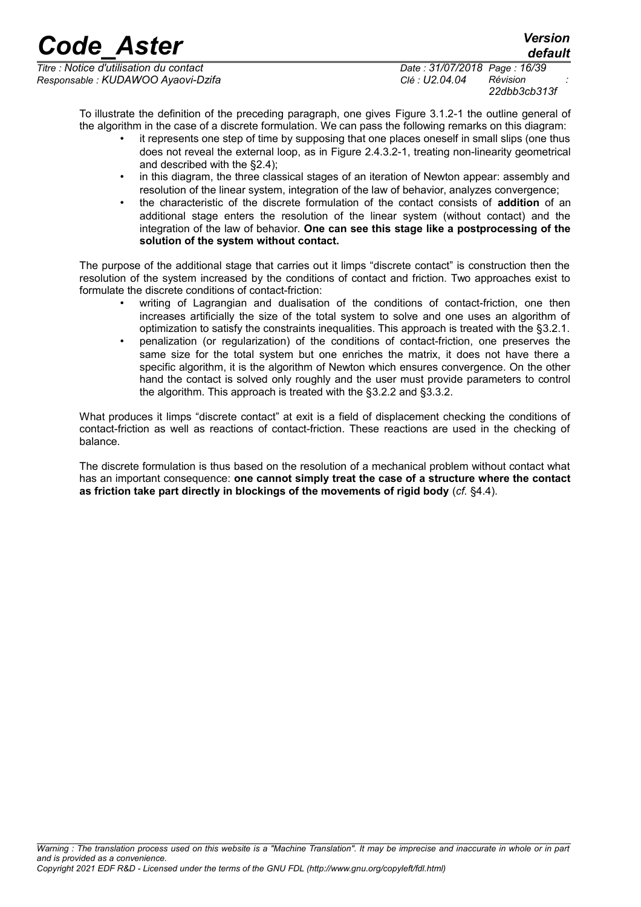To illustrate the definition of the preceding paragraph, one gives Figure 3.1.2-1 the outline general of the algorithm in the case of a discrete formulation. We can pass the following remarks on this diagram:

- it represents one step of time by supposing that one places oneself in small slips (one thus does not reveal the external loop, as in Figure 2.4.3.2-1, treating non-linearity geometrical and described with the §2.4);
- in this diagram, the three classical stages of an iteration of Newton appear: assembly and resolution of the linear system, integration of the law of behavior, analyzes convergence;
- the characteristic of the discrete formulation of the contact consists of **addition** of an additional stage enters the resolution of the linear system (without contact) and the integration of the law of behavior. **One can see this stage like a postprocessing of the solution of the system without contact.**

The purpose of the additional stage that carries out it limps "discrete contact" is construction then the resolution of the system increased by the conditions of contact and friction. Two approaches exist to formulate the discrete conditions of contact-friction:

- writing of Lagrangian and dualisation of the conditions of contact-friction, one then increases artificially the size of the total system to solve and one uses an algorithm of optimization to satisfy the constraints inequalities. This approach is treated with the §3.2.1.
- penalization (or regularization) of the conditions of contact-friction, one preserves the same size for the total system but one enriches the matrix, it does not have there a specific algorithm, it is the algorithm of Newton which ensures convergence. On the other hand the contact is solved only roughly and the user must provide parameters to control the algorithm. This approach is treated with the §3.2.2 and §3.3.2.

What produces it limps "discrete contact" at exit is a field of displacement checking the conditions of contact-friction as well as reactions of contact-friction. These reactions are used in the checking of balance.

The discrete formulation is thus based on the resolution of a mechanical problem without contact what has an important consequence: **one cannot simply treat the case of a structure where the contact as friction take part directly in blockings of the movements of rigid body** (*cf.* §4.4).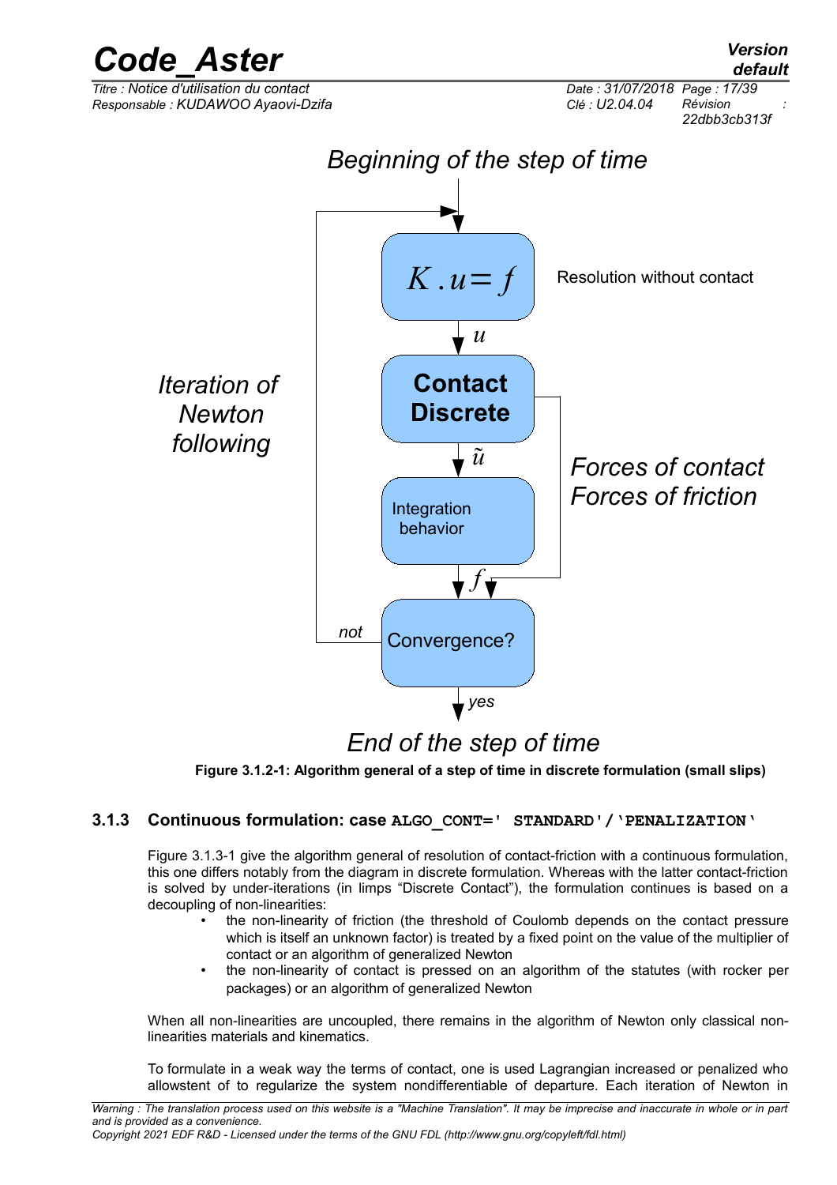Beginning of the step of time

Iteration of Newton following

$K.u=f$ — Resolution without contact

$u$

**Contact Discrete**

$\tilde{u}$

Integration behavior

Forces of contact
Forces of friction

$f$

Convergence?

not

yes

End of the step of time

**Figure 3.1.2-1: Algorithm general of a step of time in discrete formulation (small slips)**

### 3.1.3 Continuous formulation: case `ALGO_CONT=' STANDARD'/'PENALIZATION'`

Figure 3.1.3-1 give the algorithm general of resolution of contact-friction with a continuous formulation, this one differs notably from the diagram in discrete formulation. Whereas with the latter contact-friction is solved by under-iterations (in limps "Discrete Contact"), the formulation continues is based on a decoupling of non-linearities:

- the non-linearity of friction (the threshold of Coulomb depends on the contact pressure which is itself an unknown factor) is treated by a fixed point on the value of the multiplier of contact or an algorithm of generalized Newton
- the non-linearity of contact is pressed on an algorithm of the statutes (with rocker per packages) or an algorithm of generalized Newton

When all non-linearities are uncoupled, there remains in the algorithm of Newton only classical non-linearities materials and kinematics.

To formulate in a weak way the terms of contact, one is used Lagrangian increased or penalized who allowstent of to regularize the system nondifferentiable of departure. Each iteration of Newton in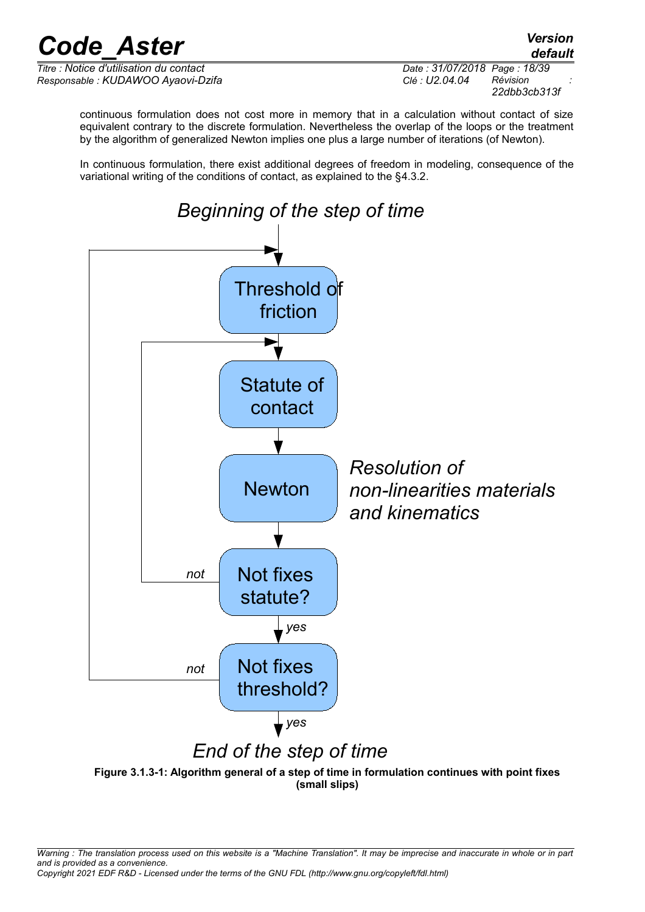continuous formulation does not cost more in memory that in a calculation without contact of size equivalent contrary to the discrete formulation. Nevertheless the overlap of the loops or the treatment by the algorithm of generalized Newton implies one plus a large number of iterations (of Newton).

In continuous formulation, there exist additional degrees of freedom in modeling, consequence of the variational writing of the conditions of contact, as explained to the §4.3.2.

*Beginning of the step of time*

Threshold of friction

Statute of contact

Newton — *Resolution of non-linearities materials and kinematics*

Not fixes statute? (*not* → back to Statute of contact; *yes* → next)

Not fixes threshold? (*not* → back to Threshold of friction; *yes* → next)

*End of the step of time*

**Figure 3.1.3-1: Algorithm general of a step of time in formulation continues with point fixes (small slips)**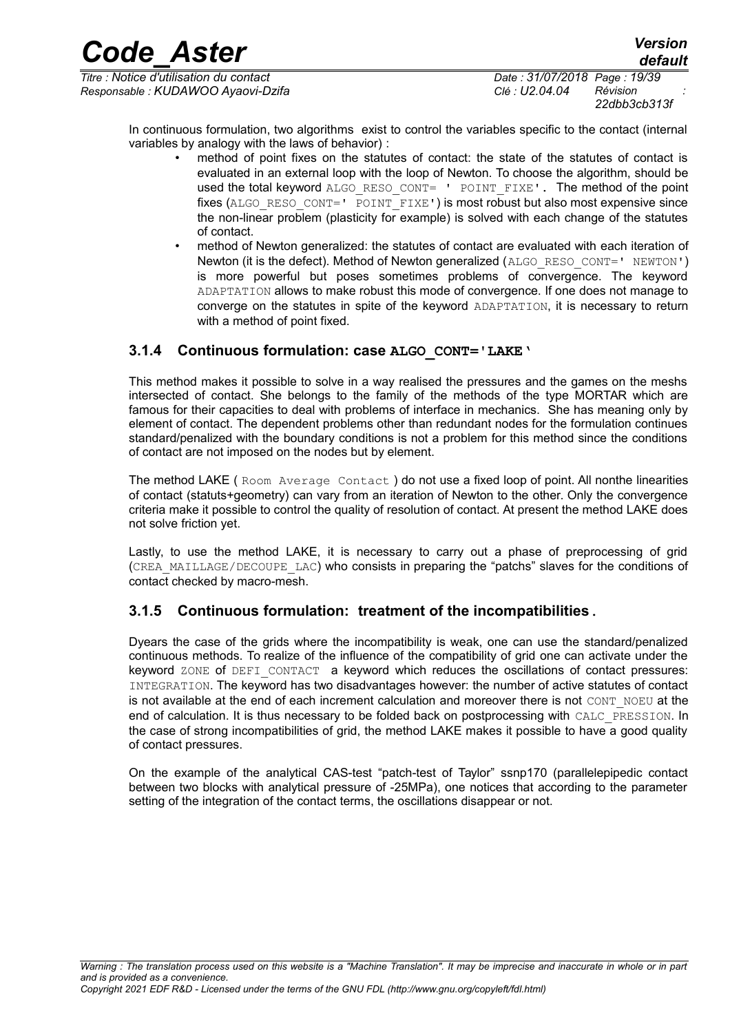In continuous formulation, two algorithms exist to control the variables specific to the contact (internal variables by analogy with the laws of behavior) :

- method of point fixes on the statutes of contact: the state of the statutes of contact is evaluated in an external loop with the loop of Newton. To choose the algorithm, should be used the total keyword `ALGO_RESO_CONT= ' POINT_FIXE'`. The method of the point fixes (`ALGO_RESO_CONT=' POINT_FIXE'`) is most robust but also most expensive since the non-linear problem (plasticity for example) is solved with each change of the statutes of contact.
- method of Newton generalized: the statutes of contact are evaluated with each iteration of Newton (it is the defect). Method of Newton generalized (`ALGO_RESO_CONT=' NEWTON'`) is more powerful but poses sometimes problems of convergence. The keyword `ADAPTATION` allows to make robust this mode of convergence. If one does not manage to converge on the statutes in spite of the keyword `ADAPTATION`, it is necessary to return with a method of point fixed.

### 3.1.4 Continuous formulation: case **ALGO_CONT='LAKE'**

This method makes it possible to solve in a way realised the pressures and the games on the meshs intersected of contact. She belongs to the family of the methods of the type MORTAR which are famous for their capacities to deal with problems of interface in mechanics. She has meaning only by element of contact. The dependent problems other than redundant nodes for the formulation continues standard/penalized with the boundary conditions is not a problem for this method since the conditions of contact are not imposed on the nodes but by element.

The method LAKE ( `Room Average Contact` ) do not use a fixed loop of point. All nonthe linearities of contact (statuts+geometry) can vary from an iteration of Newton to the other. Only the convergence criteria make it possible to control the quality of resolution of contact. At present the method LAKE does not solve friction yet.

Lastly, to use the method LAKE, it is necessary to carry out a phase of preprocessing of grid (`CREA_MAILLAGE/DECOUPE_LAC`) who consists in preparing the "patchs" slaves for the conditions of contact checked by macro-mesh.

### 3.1.5 Continuous formulation: treatment of the incompatibilities .

Dyears the case of the grids where the incompatibility is weak, one can use the standard/penalized continuous methods. To realize of the influence of the compatibility of grid one can activate under the keyword `ZONE` of `DEFI_CONTACT` a keyword which reduces the oscillations of contact pressures: `INTEGRATION`. The keyword has two disadvantages however: the number of active statutes of contact is not available at the end of each increment calculation and moreover there is not `CONT_NOEU` at the end of calculation. It is thus necessary to be folded back on postprocessing with `CALC_PRESSION`. In the case of strong incompatibilities of grid, the method LAKE makes it possible to have a good quality of contact pressures.

On the example of the analytical CAS-test "patch-test of Taylor" ssnp170 (parallelepipedic contact between two blocks with analytical pressure of -25MPa), one notices that according to the parameter setting of the integration of the contact terms, the oscillations disappear or not.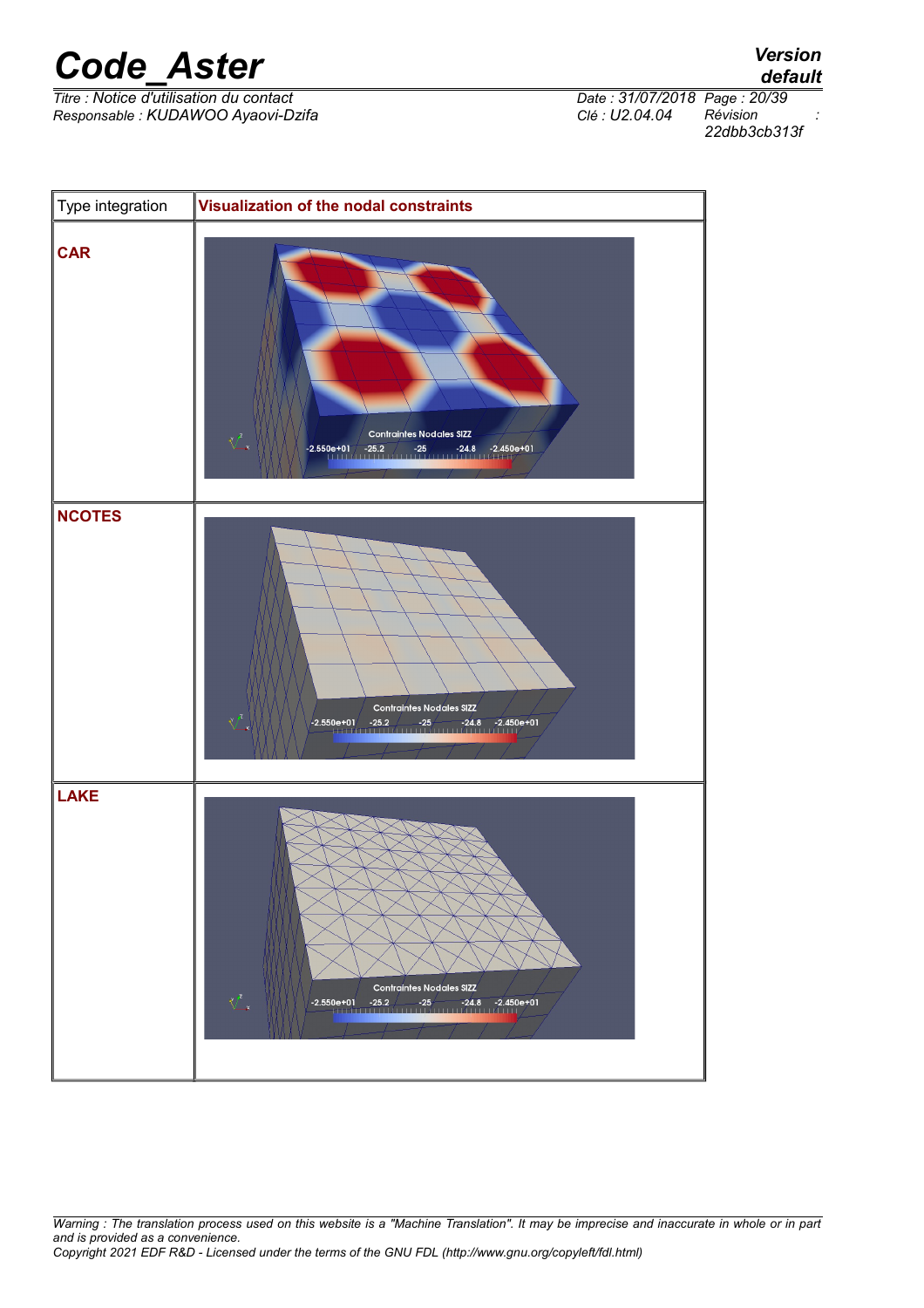| Type integration | Visualization of the nodal constraints |
|---|---|
| CAR | |
| NCOTES | |
| LAKE | |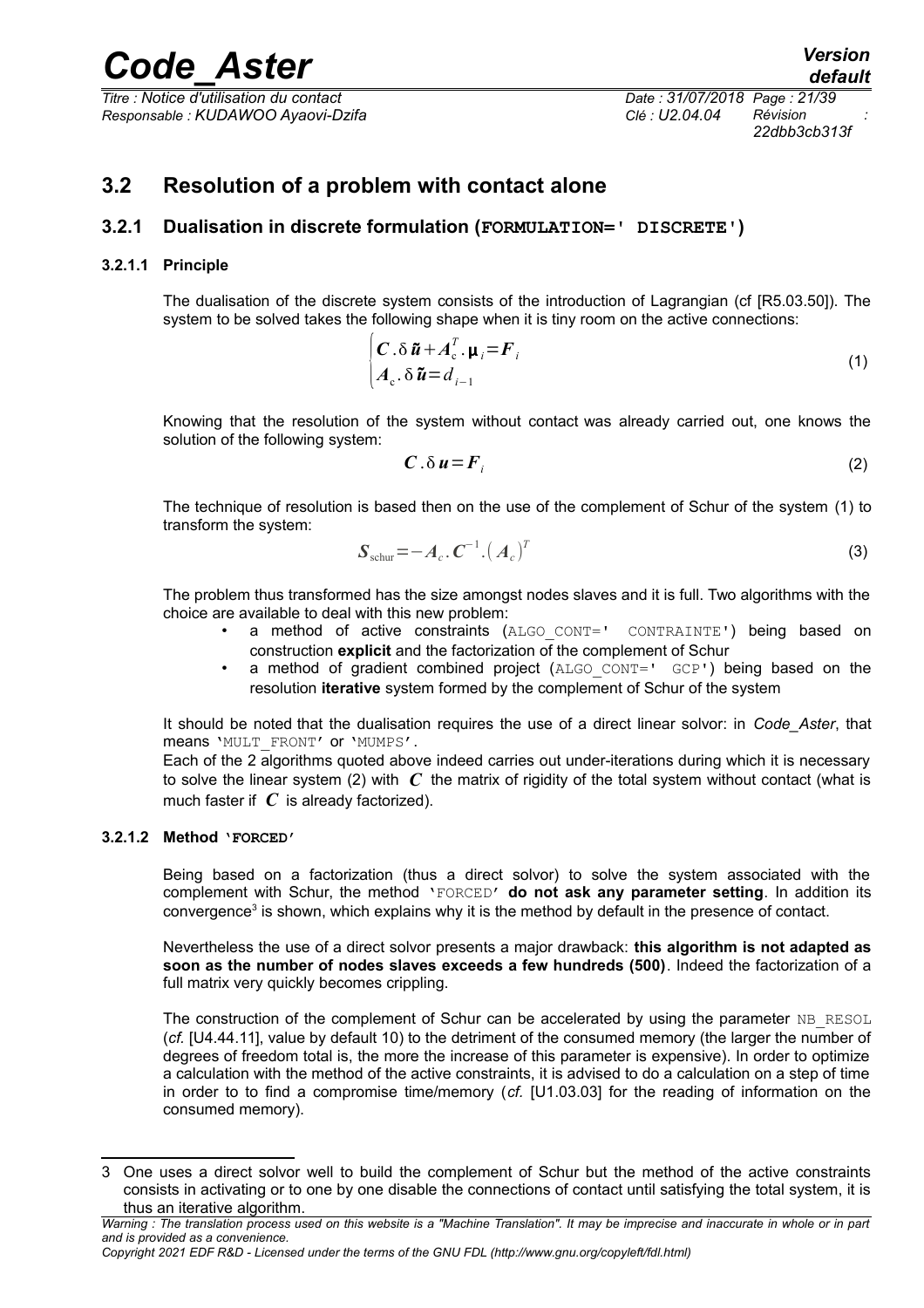## 3.2 Resolution of a problem with contact alone

### 3.2.1 Dualisation in discrete formulation (FORMULATION=' DISCRETE')

#### 3.2.1.1 Principle

The dualisation of the discrete system consists of the introduction of Lagrangian (cf [R5.03.50]). The system to be solved takes the following shape when it is tiny room on the active connections:

$$
\begin{cases}
\boldsymbol{C}.\delta\tilde{\boldsymbol{u}}+\boldsymbol{A}_{c}^{T}.\boldsymbol{\mu}_{i}=\boldsymbol{F}_{i}\\
\boldsymbol{A}_{c}.\delta\tilde{\boldsymbol{u}}=d_{i-1}
\end{cases}
\tag{1}
$$

Knowing that the resolution of the system without contact was already carried out, one knows the solution of the following system:

$$
\boldsymbol{C}.\delta\boldsymbol{u}=\boldsymbol{F}_{i}
\tag{2}
$$

The technique of resolution is based then on the use of the complement of Schur of the system (1) to transform the system:

$$
\boldsymbol{S}_{\text{schur}}=-\boldsymbol{A}_{c}.\boldsymbol{C}^{-1}.\left(\boldsymbol{A}_{c}\right)^{T}
\tag{3}
$$

The problem thus transformed has the size amongst nodes slaves and it is full. Two algorithms with the choice are available to deal with this new problem:

- a method of active constraints (ALGO_CONT=' CONTRAINTE') being based on construction **explicit** and the factorization of the complement of Schur
- a method of gradient combined project (ALGO_CONT=' GCP') being based on the resolution **iterative** system formed by the complement of Schur of the system

It should be noted that the dualisation requires the use of a direct linear solvor: in *Code_Aster*, that means 'MULT_FRONT' or 'MUMPS'.

Each of the 2 algorithms quoted above indeed carries out under-iterations during which it is necessary to solve the linear system (2) with $\boldsymbol{C}$ the matrix of rigidity of the total system without contact (what is much faster if $\boldsymbol{C}$ is already factorized).

#### 3.2.1.2 Method 'FORCED'

Being based on a factorization (thus a direct solvor) to solve the system associated with the complement with Schur, the method 'FORCED' **do not ask any parameter setting**. In addition its convergence[3] is shown, which explains why it is the method by default in the presence of contact.

Nevertheless the use of a direct solvor presents a major drawback: **this algorithm is not adapted as soon as the number of nodes slaves exceeds a few hundreds (500)**. Indeed the factorization of a full matrix very quickly becomes crippling.

The construction of the complement of Schur can be accelerated by using the parameter NB_RESOL (*cf.* [U4.44.11], value by default 10) to the detriment of the consumed memory (the larger the number of degrees of freedom total is, the more the increase of this parameter is expensive). In order to optimize a calculation with the method of the active constraints, it is advised to do a calculation on a step of time in order to to find a compromise time/memory (*cf.* [U1.03.03] for the reading of information on the consumed memory).

---

3 One uses a direct solvor well to build the complement of Schur but the method of the active constraints consists in activating or to one by one disable the connections of contact until satisfying the total system, it is thus an iterative algorithm.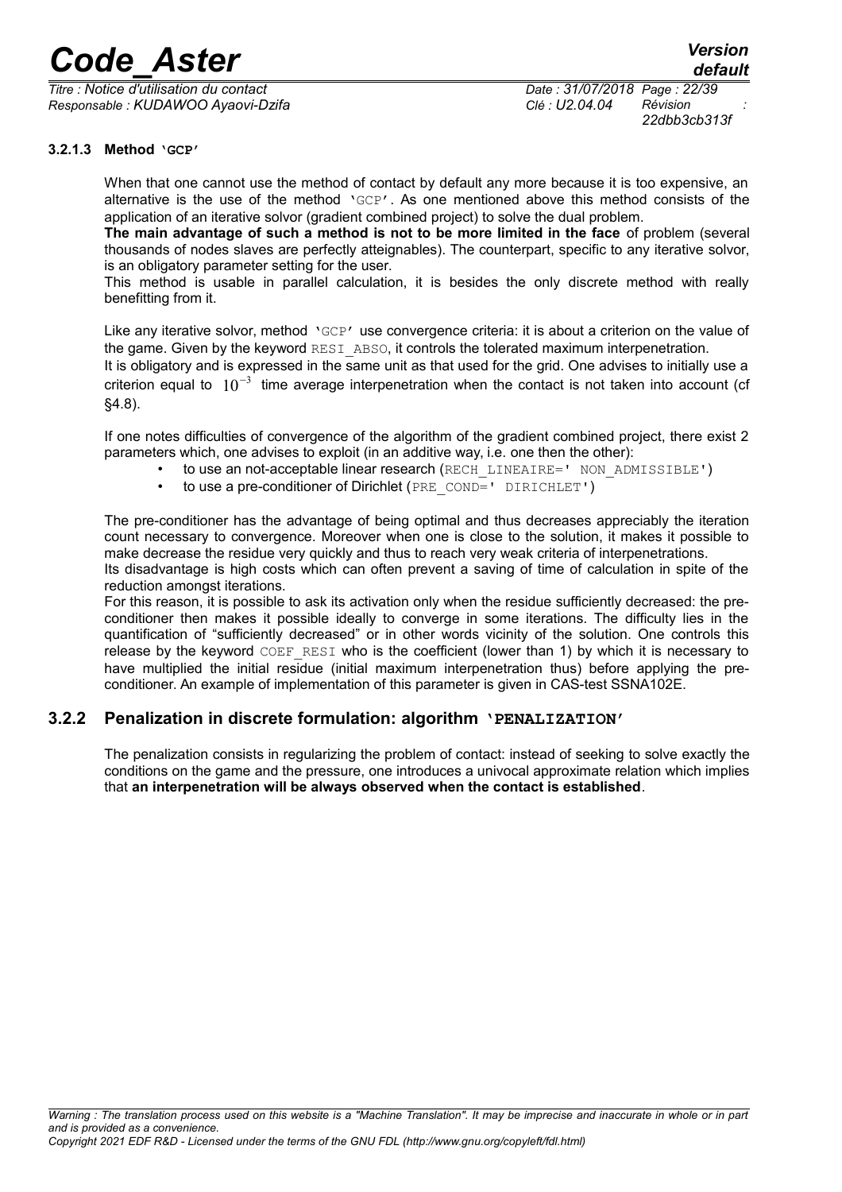#### 3.2.1.3 Method 'GCP'

When that one cannot use the method of contact by default any more because it is too expensive, an alternative is the use of the method 'GCP'. As one mentioned above this method consists of the application of an iterative solvor (gradient combined project) to solve the dual problem.

**The main advantage of such a method is not to be more limited in the face** of problem (several thousands of nodes slaves are perfectly atteignables). The counterpart, specific to any iterative solvor, is an obligatory parameter setting for the user.

This method is usable in parallel calculation, it is besides the only discrete method with really benefitting from it.

Like any iterative solvor, method 'GCP' use convergence criteria: it is about a criterion on the value of the game. Given by the keyword RESI_ABSO, it controls the tolerated maximum interpenetration.

It is obligatory and is expressed in the same unit as that used for the grid. One advises to initially use a criterion equal to $10^{-3}$ time average interpenetration when the contact is not taken into account (cf §4.8).

If one notes difficulties of convergence of the algorithm of the gradient combined project, there exist 2 parameters which, one advises to exploit (in an additive way, i.e. one then the other):

- to use an not-acceptable linear research (RECH_LINEAIRE=' NON_ADMISSIBLE')
- to use a pre-conditioner of Dirichlet (PRE_COND=' DIRICHLET')

The pre-conditioner has the advantage of being optimal and thus decreases appreciably the iteration count necessary to convergence. Moreover when one is close to the solution, it makes it possible to make decrease the residue very quickly and thus to reach very weak criteria of interpenetrations.

Its disadvantage is high costs which can often prevent a saving of time of calculation in spite of the reduction amongst iterations.

For this reason, it is possible to ask its activation only when the residue sufficiently decreased: the pre-conditioner then makes it possible ideally to converge in some iterations. The difficulty lies in the quantification of "sufficiently decreased" or in other words vicinity of the solution. One controls this release by the keyword COEF_RESI who is the coefficient (lower than 1) by which it is necessary to have multiplied the initial residue (initial maximum interpenetration thus) before applying the pre-conditioner. An example of implementation of this parameter is given in CAS-test SSNA102E.

### 3.2.2 Penalization in discrete formulation: algorithm 'PENALIZATION'

The penalization consists in regularizing the problem of contact: instead of seeking to solve exactly the conditions on the game and the pressure, one introduces a univocal approximate relation which implies that **an interpenetration will be always observed when the contact is established**.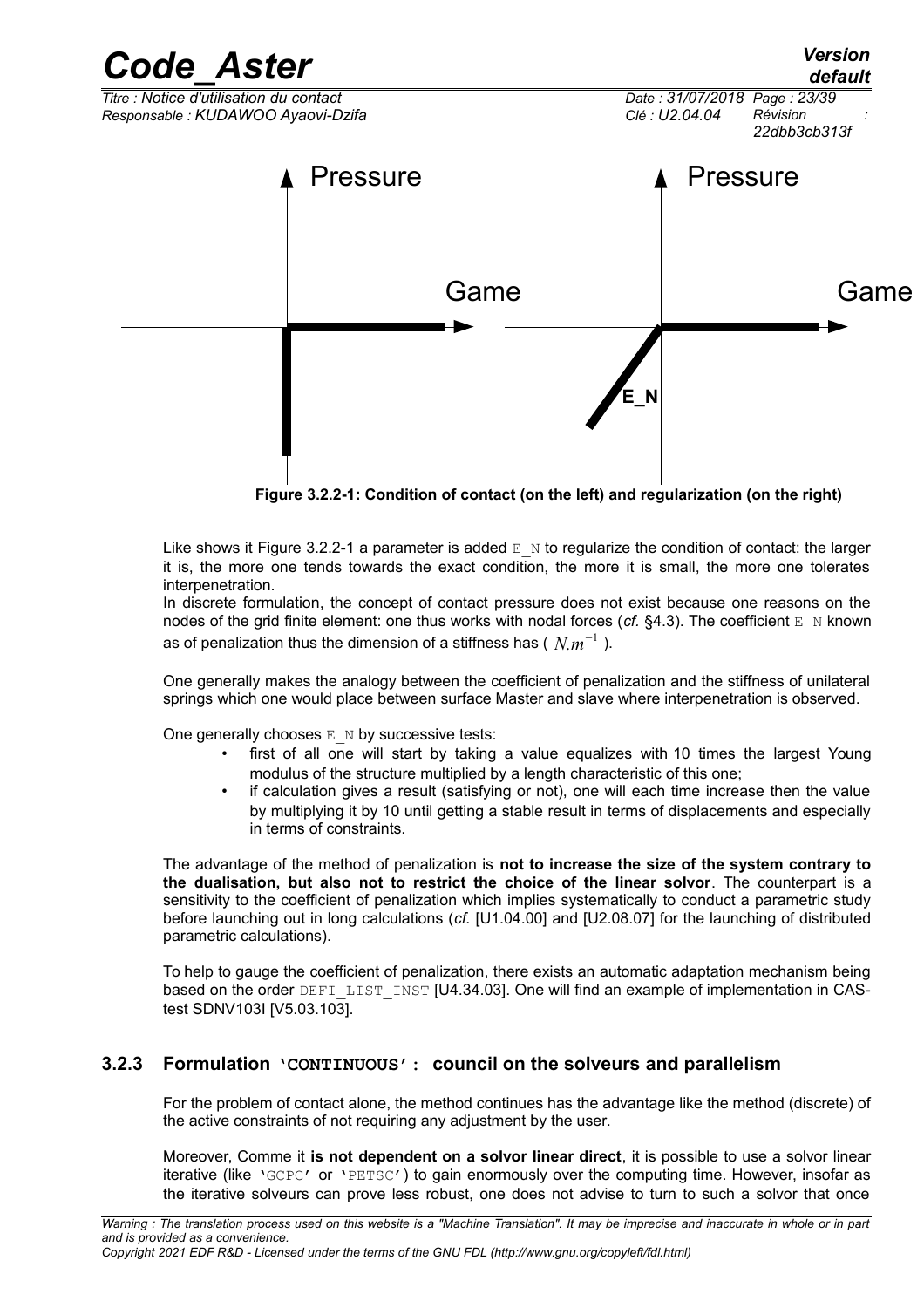Figure 3.2.2-1: Condition of contact (on the left) and regularization (on the right)

Like shows it Figure 3.2.2-1 a parameter is added E_N to regularize the condition of contact: the larger it is, the more one tends towards the exact condition, the more it is small, the more one tolerates interpenetration.

In discrete formulation, the concept of contact pressure does not exist because one reasons on the nodes of the grid finite element: one thus works with nodal forces (*cf.* §4.3). The coefficient E_N known as of penalization thus the dimension of a stiffness has ( $N.m^{-1}$ ).

One generally makes the analogy between the coefficient of penalization and the stiffness of unilateral springs which one would place between surface Master and slave where interpenetration is observed.

One generally chooses E_N by successive tests:

- first of all one will start by taking a value equalizes with 10 times the largest Young modulus of the structure multiplied by a length characteristic of this one;
- if calculation gives a result (satisfying or not), one will each time increase then the value by multiplying it by 10 until getting a stable result in terms of displacements and especially in terms of constraints.

The advantage of the method of penalization is **not to increase the size of the system contrary to the dualisation, but also not to restrict the choice of the linear solvor**. The counterpart is a sensitivity to the coefficient of penalization which implies systematically to conduct a parametric study before launching out in long calculations (*cf.* [U1.04.00] and [U2.08.07] for the launching of distributed parametric calculations).

To help to gauge the coefficient of penalization, there exists an automatic adaptation mechanism being based on the order DEFI_LIST_INST [U4.34.03]. One will find an example of implementation in CAS-test SDNV103I [V5.03.103].

### 3.2.3 Formulation 'CONTINUOUS': council on the solveurs and parallelism

For the problem of contact alone, the method continues has the advantage like the method (discrete) of the active constraints of not requiring any adjustment by the user.

Moreover, Comme it **is not dependent on a solvor linear direct**, it is possible to use a solvor linear iterative (like 'GCPC' or 'PETSC') to gain enormously over the computing time. However, insofar as the iterative solveurs can prove less robust, one does not advise to turn to such a solvor that once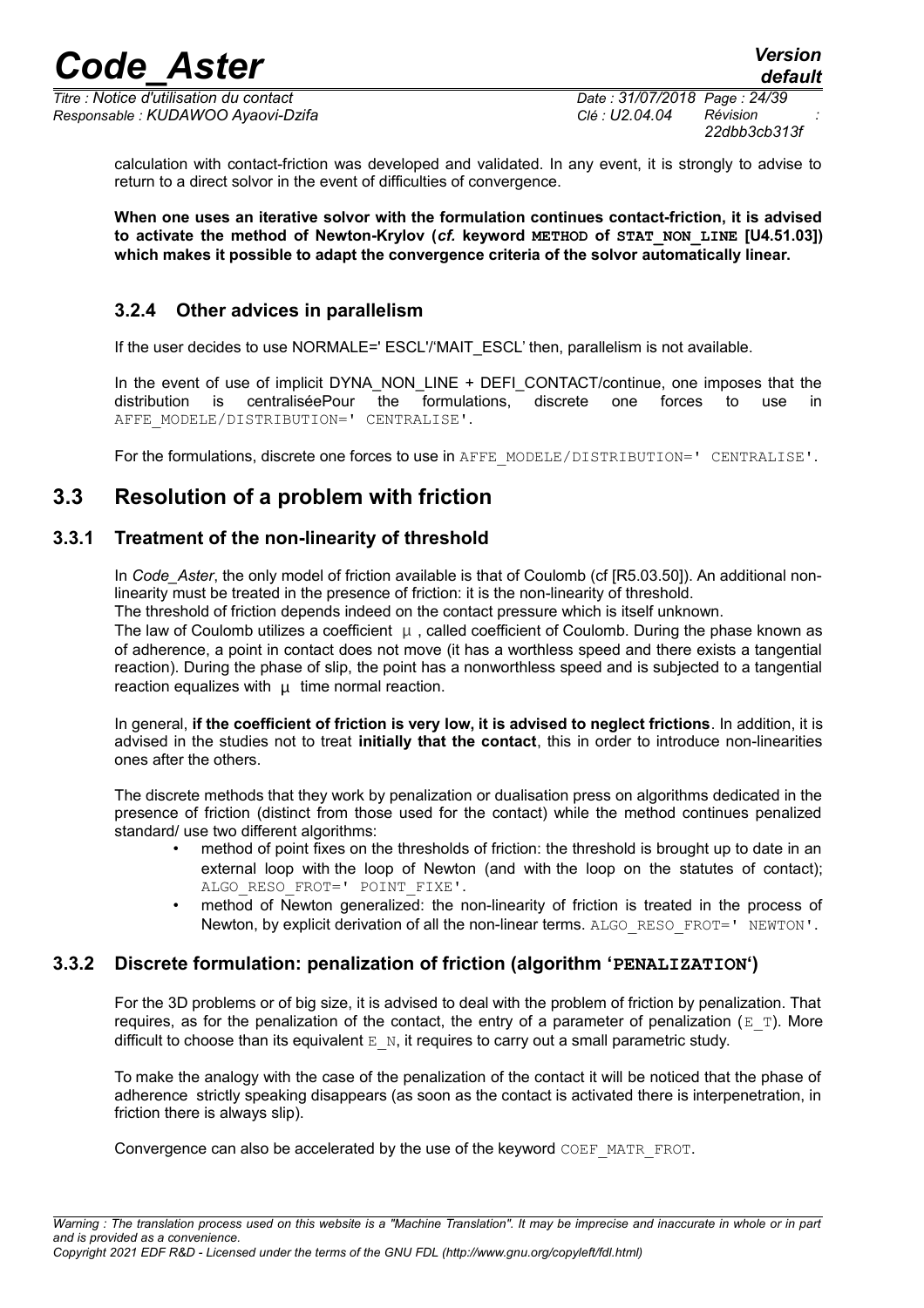calculation with contact-friction was developed and validated. In any event, it is strongly to advise to return to a direct solvor in the event of difficulties of convergence.

**When one uses an iterative solvor with the formulation continues contact-friction, it is advised to activate the method of Newton-Krylov (*cf.* keyword `METHOD` of `STAT_NON_LINE` [U4.51.03]) which makes it possible to adapt the convergence criteria of the solvor automatically linear.**

### 3.2.4 Other advices in parallelism

If the user decides to use NORMALE=' ESCL'/'MAIT_ESCL' then, parallelism is not available.

In the event of use of implicit DYNA_NON_LINE + DEFI_CONTACT/continue, one imposes that the distribution is centraliséePour the formulations, discrete one forces to use in `AFFE_MODELE/DISTRIBUTION=' CENTRALISE'`.

For the formulations, discrete one forces to use in `AFFE_MODELE/DISTRIBUTION=' CENTRALISE'`.

## 3.3 Resolution of a problem with friction

### 3.3.1 Treatment of the non-linearity of threshold

In *Code_Aster*, the only model of friction available is that of Coulomb (cf [R5.03.50]). An additional non-linearity must be treated in the presence of friction: it is the non-linearity of threshold.
The threshold of friction depends indeed on the contact pressure which is itself unknown.
The law of Coulomb utilizes a coefficient $\mu$, called coefficient of Coulomb. During the phase known as of adherence, a point in contact does not move (it has a worthless speed and there exists a tangential reaction). During the phase of slip, the point has a nonworthless speed and is subjected to a tangential reaction equalizes with $\mu$ time normal reaction.

In general, **if the coefficient of friction is very low, it is advised to neglect frictions**. In addition, it is advised in the studies not to treat **initially that the contact**, this in order to introduce non-linearities ones after the others.

The discrete methods that they work by penalization or dualisation press on algorithms dedicated in the presence of friction (distinct from those used for the contact) while the method continues penalized standard/ use two different algorithms:

- method of point fixes on the thresholds of friction: the threshold is brought up to date in an external loop with the loop of Newton (and with the loop on the statutes of contact); `ALGO_RESO_FROT=' POINT_FIXE'`.
- method of Newton generalized: the non-linearity of friction is treated in the process of Newton, by explicit derivation of all the non-linear terms. `ALGO_RESO_FROT=' NEWTON'`.

### 3.3.2 Discrete formulation: penalization of friction (algorithm '`PENALIZATION`')

For the 3D problems or of big size, it is advised to deal with the problem of friction by penalization. That requires, as for the penalization of the contact, the entry of a parameter of penalization (`E_T`). More difficult to choose than its equivalent `E_N`, it requires to carry out a small parametric study.

To make the analogy with the case of the penalization of the contact it will be noticed that the phase of adherence strictly speaking disappears (as soon as the contact is activated there is interpenetration, in friction there is always slip).

Convergence can also be accelerated by the use of the keyword `COEF_MATR_FROT`.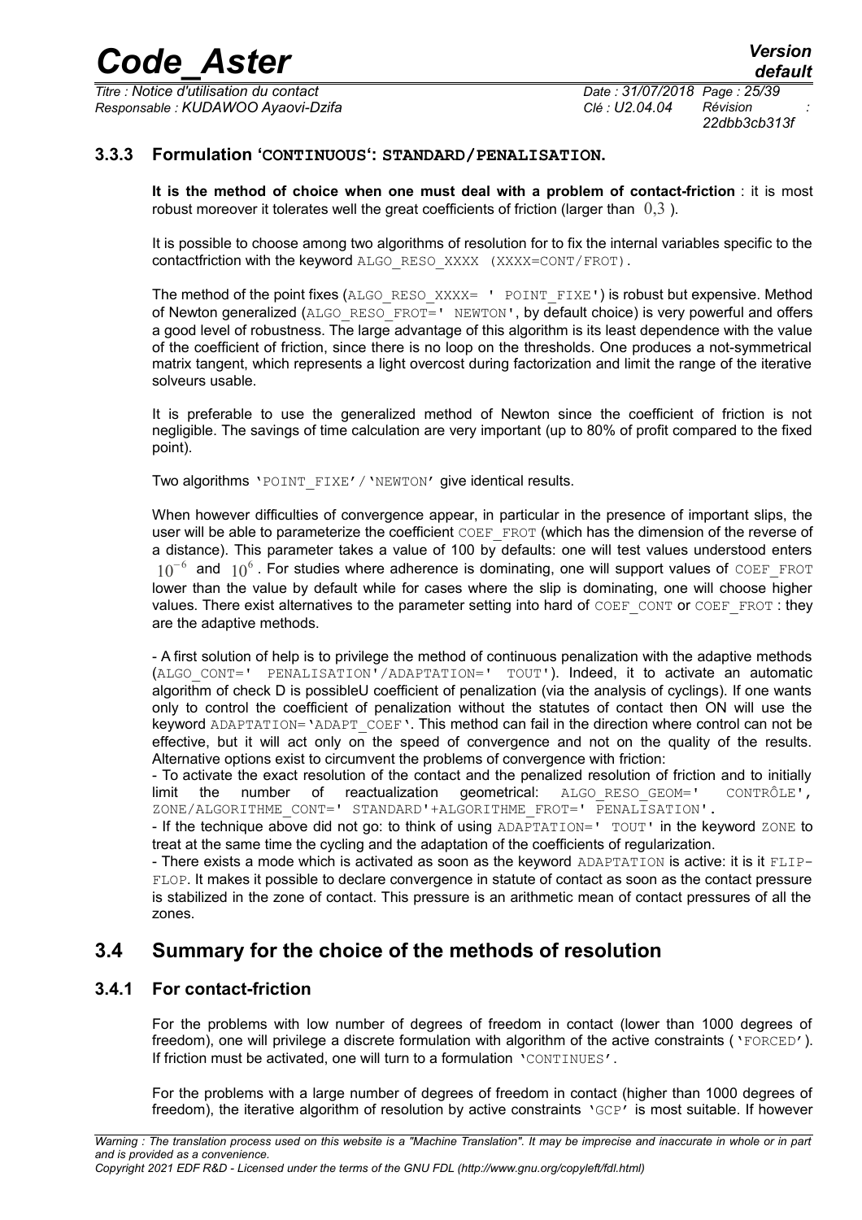### 3.3.3 Formulation 'CONTINUOUS': STANDARD/PENALISATION.

**It is the method of choice when one must deal with a problem of contact-friction** : it is most robust moreover it tolerates well the great coefficients of friction (larger than $0{,}3$ ).

It is possible to choose among two algorithms of resolution for to fix the internal variables specific to the contactfriction with the keyword ALGO_RESO_XXXX (XXXX=CONT/FROT).

The method of the point fixes (ALGO_RESO_XXXX= ' POINT_FIXE') is robust but expensive. Method of Newton generalized (ALGO_RESO_FROT=' NEWTON', by default choice) is very powerful and offers a good level of robustness. The large advantage of this algorithm is its least dependence with the value of the coefficient of friction, since there is no loop on the thresholds. One produces a not-symmetrical matrix tangent, which represents a light overcost during factorization and limit the range of the iterative solveurs usable.

It is preferable to use the generalized method of Newton since the coefficient of friction is not negligible. The savings of time calculation are very important (up to 80% of profit compared to the fixed point).

Two algorithms 'POINT_FIXE'/'NEWTON' give identical results.

When however difficulties of convergence appear, in particular in the presence of important slips, the user will be able to parameterize the coefficient COEF_FROT (which has the dimension of the reverse of a distance). This parameter takes a value of 100 by defaults: one will test values understood enters $10^{-6}$ and $10^{6}$ . For studies where adherence is dominating, one will support values of COEF_FROT lower than the value by default while for cases where the slip is dominating, one will choose higher values. There exist alternatives to the parameter setting into hard of COEF_CONT or COEF_FROT : they are the adaptive methods.

- A first solution of help is to privilege the method of continuous penalization with the adaptive methods (ALGO_CONT=' PENALISATION'/ADAPTATION=' TOUT'). Indeed, it to activate an automatic algorithm of check D is possibleU coefficient of penalization (via the analysis of cyclings). If one wants only to control the coefficient of penalization without the statutes of contact then ON will use the keyword ADAPTATION='ADAPT_COEF'. This method can fail in the direction where control can not be effective, but it will act only on the speed of convergence and not on the quality of the results. Alternative options exist to circumvent the problems of convergence with friction:
- To activate the exact resolution of the contact and the penalized resolution of friction and to initially limit the number of reactualization geometrical: ALGO_RESO_GEOM=' CONTRÔLE', ZONE/ALGORITHME_CONT=' STANDARD'+ALGORITHME_FROT=' PENALISATION'.
- If the technique above did not go: to think of using ADAPTATION=' TOUT' in the keyword ZONE to treat at the same time the cycling and the adaptation of the coefficients of regularization.
- There exists a mode which is activated as soon as the keyword ADAPTATION is active: it is it FLIP-FLOP. It makes it possible to declare convergence in statute of contact as soon as the contact pressure is stabilized in the zone of contact. This pressure is an arithmetic mean of contact pressures of all the zones.

## 3.4 Summary for the choice of the methods of resolution

### 3.4.1 For contact-friction

For the problems with low number of degrees of freedom in contact (lower than 1000 degrees of freedom), one will privilege a discrete formulation with algorithm of the active constraints ('FORCED'). If friction must be activated, one will turn to a formulation 'CONTINUES'.

For the problems with a large number of degrees of freedom in contact (higher than 1000 degrees of freedom), the iterative algorithm of resolution by active constraints 'GCP' is most suitable. If however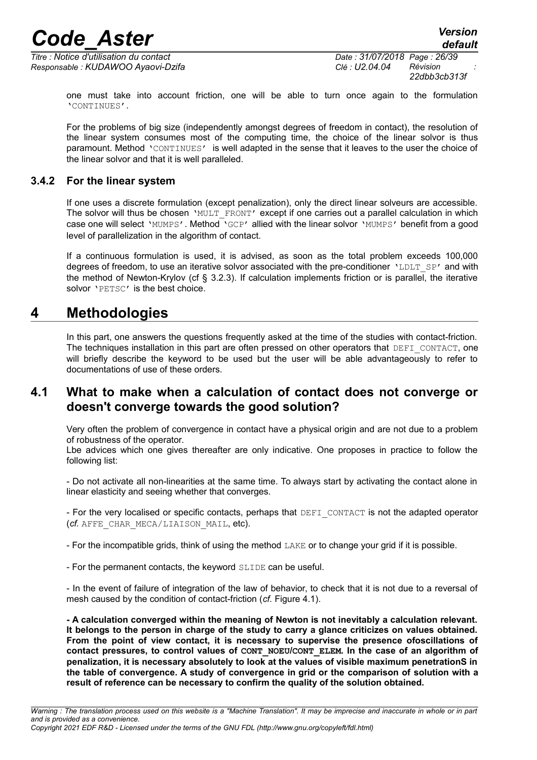one must take into account friction, one will be able to turn once again to the formulation 'CONTINUES'.

For the problems of big size (independently amongst degrees of freedom in contact), the resolution of the linear system consumes most of the computing time, the choice of the linear solvor is thus paramount. Method 'CONTINUES' is well adapted in the sense that it leaves to the user the choice of the linear solvor and that it is well paralleled.

### 3.4.2 For the linear system

If one uses a discrete formulation (except penalization), only the direct linear solveurs are accessible. The solvor will thus be chosen 'MULT_FRONT' except if one carries out a parallel calculation in which case one will select 'MUMPS'. Method 'GCP' allied with the linear solvor 'MUMPS' benefit from a good level of parallelization in the algorithm of contact.

If a continuous formulation is used, it is advised, as soon as the total problem exceeds 100,000 degrees of freedom, to use an iterative solvor associated with the pre-conditioner 'LDLT_SP' and with the method of Newton-Krylov (cf § 3.2.3). If calculation implements friction or is parallel, the iterative solvor 'PETSC' is the best choice.

# 4 Methodologies

In this part, one answers the questions frequently asked at the time of the studies with contact-friction. The techniques installation in this part are often pressed on other operators that DEFI_CONTACT, one will briefly describe the keyword to be used but the user will be able advantageously to refer to documentations of use of these orders.

## 4.1 What to make when a calculation of contact does not converge or doesn't converge towards the good solution?

Very often the problem of convergence in contact have a physical origin and are not due to a problem of robustness of the operator.
Lbe advices which one gives thereafter are only indicative. One proposes in practice to follow the following list:

- Do not activate all non-linearities at the same time. To always start by activating the contact alone in linear elasticity and seeing whether that converges.

- For the very localised or specific contacts, perhaps that DEFI_CONTACT is not the adapted operator (*cf.* AFFE_CHAR_MECA/LIAISON_MAIL, etc).

- For the incompatible grids, think of using the method LAKE or to change your grid if it is possible.

- For the permanent contacts, the keyword SLIDE can be useful.

- In the event of failure of integration of the law of behavior, to check that it is not due to a reversal of mesh caused by the condition of contact-friction (*cf.* Figure 4.1).

**- A calculation converged within the meaning of Newton is not inevitably a calculation relevant. It belongs to the person in charge of the study to carry a glance criticizes on values obtained. From the point of view contact, it is necessary to supervise the presence ofoscillations of contact pressures, to control values of CONT_NOEU/CONT_ELEM. In the case of an algorithm of penalization, it is necessary absolutely to look at the values of visible maximum penetrationS in the table of convergence. A study of convergence in grid or the comparison of solution with a result of reference can be necessary to confirm the quality of the solution obtained.**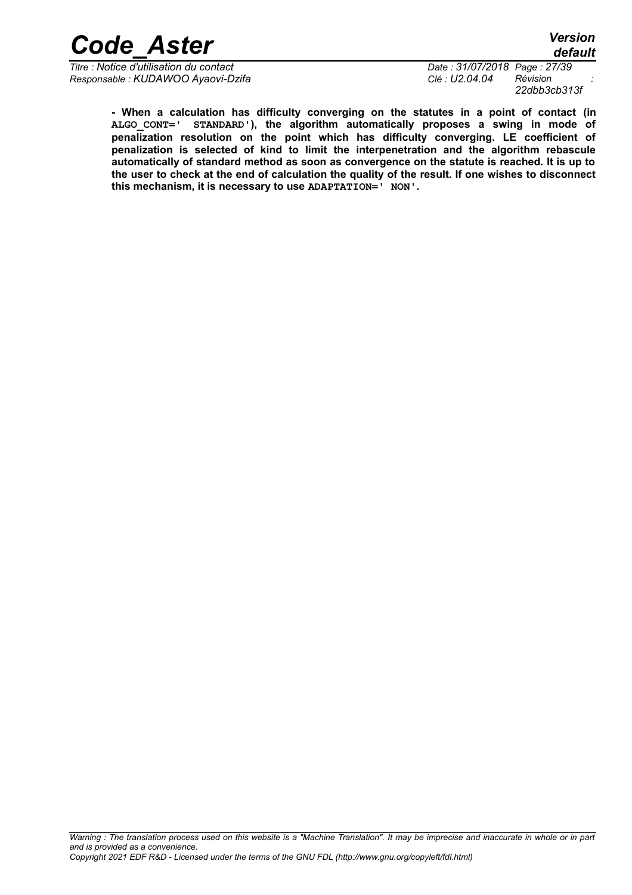**- When a calculation has difficulty converging on the statutes in a point of contact (in ALGO_CONT=' STANDARD'), the algorithm automatically proposes a swing in mode of penalization resolution on the point which has difficulty converging. LE coefficient of penalization is selected of kind to limit the interpenetration and the algorithm rebascule automatically of standard method as soon as convergence on the statute is reached. It is up to the user to check at the end of calculation the quality of the result. If one wishes to disconnect this mechanism, it is necessary to use ADAPTATION=' NON'.**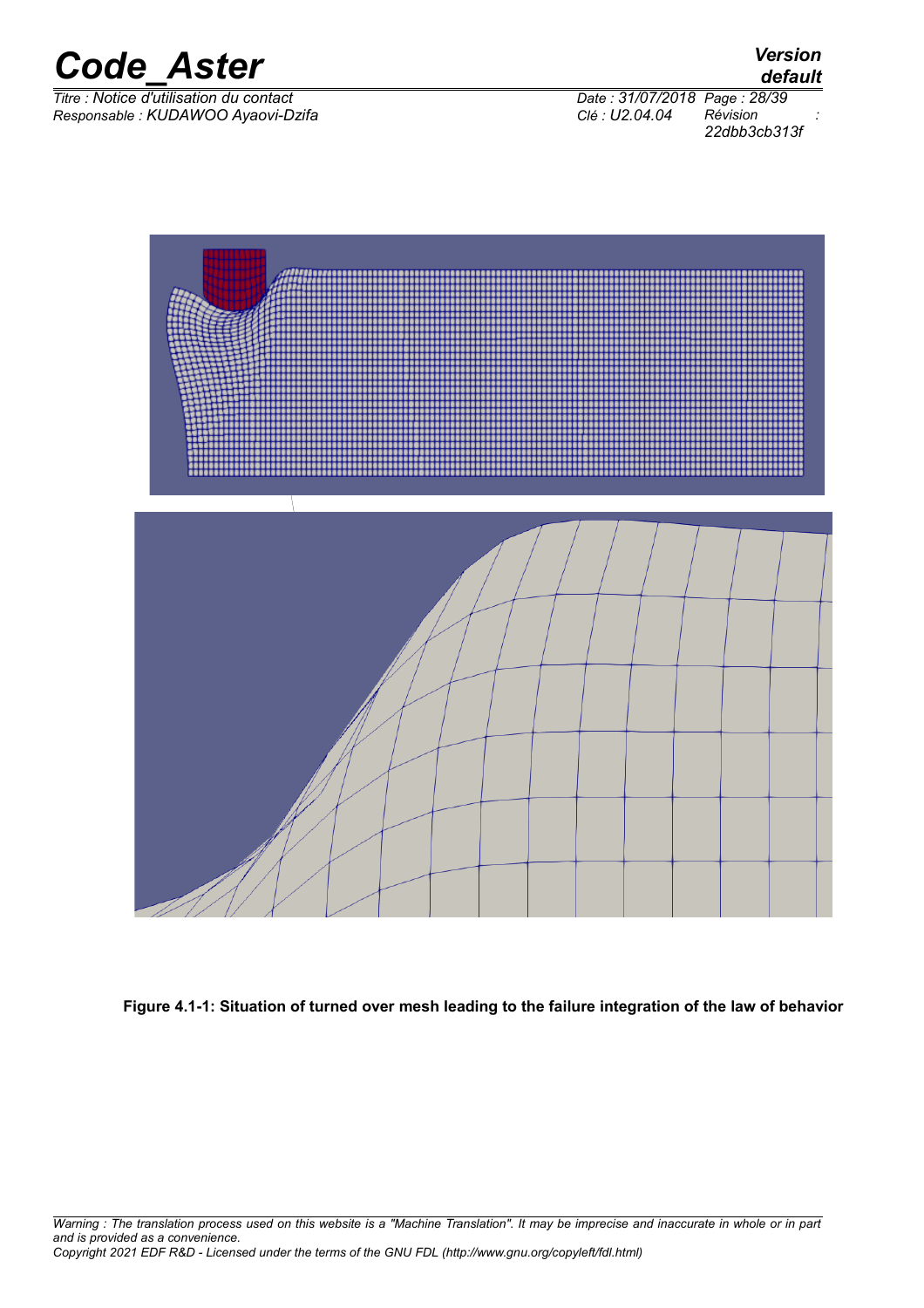**Figure 4.1-1: Situation of turned over mesh leading to the failure integration of the law of behavior**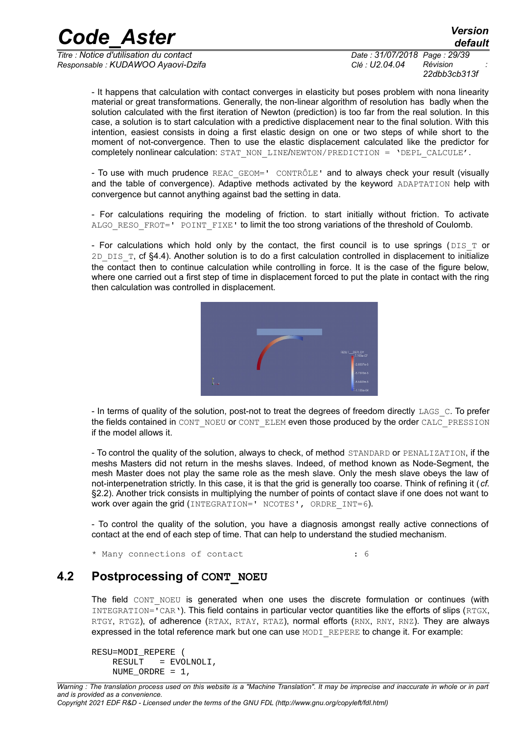- It happens that calculation with contact converges in elasticity but poses problem with nona linearity material or great transformations. Generally, the non-linear algorithm of resolution has badly when the solution calculated with the first iteration of Newton (prediction) is too far from the real solution. In this case, a solution is to start calculation with a predictive displacement near to the final solution. With this intention, easiest consists in doing a first elastic design on one or two steps of while short to the moment of not-convergence. Then to use the elastic displacement calculated like the predictor for completely nonlinear calculation: `STAT_NON_LINE/NEWTON/PREDICTION = 'DEPL_CALCULE'`.

- To use with much prudence `REAC_GEOM=' CONTRÔLE'` and to always check your result (visually and the table of convergence). Adaptive methods activated by the keyword `ADAPTATION` help with convergence but cannot anything against bad the setting in data.

- For calculations requiring the modeling of friction. to start initially without friction. To activate `ALGO_RESO_FROT=' POINT_FIXE'` to limit the too strong variations of the threshold of Coulomb.

- For calculations which hold only by the contact, the first council is to use springs (`DIS_T` or `2D_DIS_T`, cf §4.4). Another solution is to do a first calculation controlled in displacement to initialize the contact then to continue calculation while controlling in force. It is the case of the figure below, where one carried out a first step of time in displacement forced to put the plate in contact with the ring then calculation was controlled in displacement.

- In terms of quality of the solution, post-not to treat the degrees of freedom directly `LAGS_C`. To prefer the fields contained in `CONT_NOEU` or `CONT_ELEM` even those produced by the order `CALC_PRESSION` if the model allows it.

- To control the quality of the solution, always to check, of method `STANDARD` or `PENALIZATION`, if the meshs Masters did not return in the meshs slaves. Indeed, of method known as Node-Segment, the mesh Master does not play the same role as the mesh slave. Only the mesh slave obeys the law of not-interpenetration strictly. In this case, it is that the grid is generally too coarse. Think of refining it (*cf.* §2.2). Another trick consists in multiplying the number of points of contact slave if one does not want to work over again the grid (`INTEGRATION=' NCOTES', ORDRE_INT=6`).

- To control the quality of the solution, you have a diagnosis amongst really active connections of contact at the end of each step of time. That can help to understand the studied mechanism.

```
* Many connections of contact                     : 6
```

## 4.2 Postprocessing of CONT_NOEU

The field `CONT_NOEU` is generated when one uses the discrete formulation or continues (with `INTEGRATION='CAR'`). This field contains in particular vector quantities like the efforts of slips (`RTGX`, `RTGY`, `RTGZ`), of adherence (`RTAX`, `RTAY`, `RTAZ`), normal efforts (`RNX`, `RNY`, `RNZ`). They are always expressed in the total reference mark but one can use `MODI_REPERE` to change it. For example:

```
RESU=MODI_REPERE (
    RESULT    = EVOLNOLI,
    NUME_ORDRE = 1,
```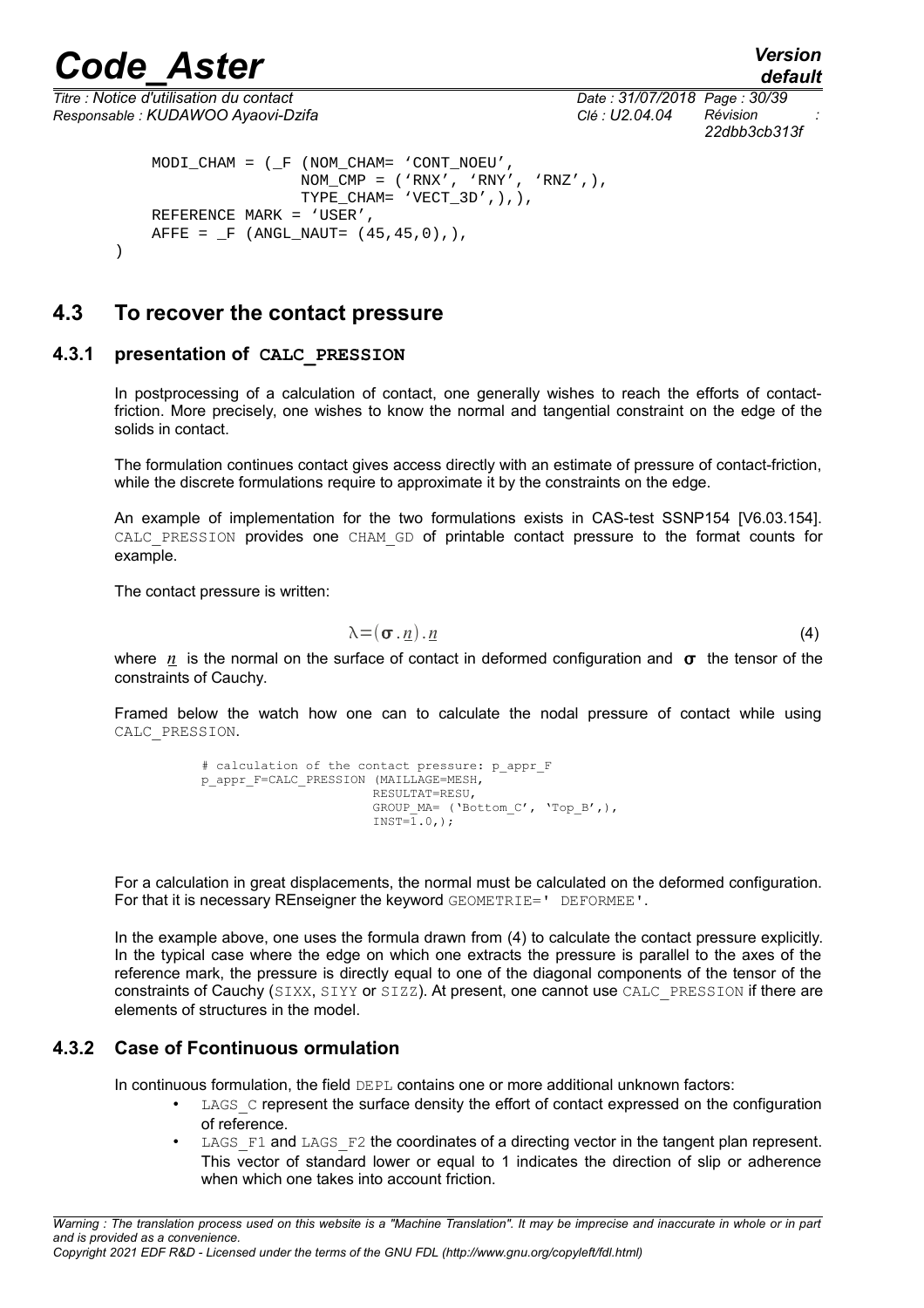```
    MODI_CHAM = (_F (NOM_CHAM= 'CONT_NOEU',
                NOM_CMP = ('RNX', 'RNY', 'RNZ',),
                TYPE_CHAM= 'VECT_3D',),),
    REFERENCE MARK = 'USER',
    AFFE = _F (ANGL_NAUT= (45,45,0),),
)
```

## 4.3 To recover the contact pressure

### 4.3.1 presentation of CALC_PRESSION

In postprocessing of a calculation of contact, one generally wishes to reach the efforts of contact-friction. More precisely, one wishes to know the normal and tangential constraint on the edge of the solids in contact.

The formulation continues contact gives access directly with an estimate of pressure of contact-friction, while the discrete formulations require to approximate it by the constraints on the edge.

An example of implementation for the two formulations exists in CAS-test SSNP154 [V6.03.154]. CALC_PRESSION provides one CHAM_GD of printable contact pressure to the format counts for example.

The contact pressure is written:

$$\lambda=(\boldsymbol{\sigma}.\underline{n}).\underline{n} \tag{4}$$

where $\underline{n}$ is the normal on the surface of contact in deformed configuration and $\boldsymbol{\sigma}$ the tensor of the constraints of Cauchy.

Framed below the watch how one can to calculate the nodal pressure of contact while using CALC_PRESSION.

```
# calculation of the contact pressure: p_appr_F
p_appr_F=CALC_PRESSION (MAILLAGE=MESH,
                        RESULTAT=RESU,
                        GROUP_MA= ('Bottom_C', 'Top_B',),
                        INST=1.0,);
```

For a calculation in great displacements, the normal must be calculated on the deformed configuration. For that it is necessary REnseigner the keyword GEOMETRIE=' DEFORMEE'.

In the example above, one uses the formula drawn from (4) to calculate the contact pressure explicitly. In the typical case where the edge on which one extracts the pressure is parallel to the axes of the reference mark, the pressure is directly equal to one of the diagonal components of the tensor of the constraints of Cauchy (SIXX, SIYY or SIZZ). At present, one cannot use CALC_PRESSION if there are elements of structures in the model.

### 4.3.2 Case of Fcontinuous ormulation

In continuous formulation, the field DEPL contains one or more additional unknown factors:

- LAGS_C represent the surface density the effort of contact expressed on the configuration of reference.
- LAGS_F1 and LAGS_F2 the coordinates of a directing vector in the tangent plan represent. This vector of standard lower or equal to 1 indicates the direction of slip or adherence when which one takes into account friction.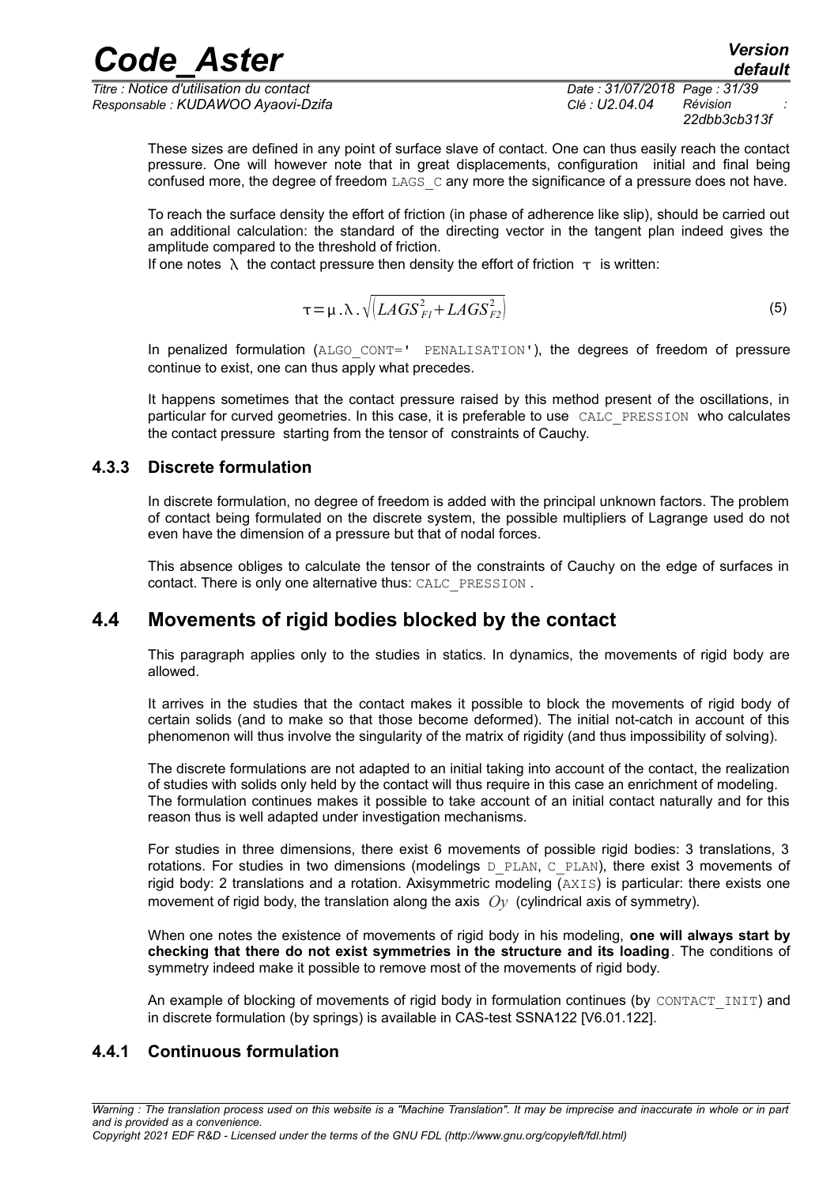These sizes are defined in any point of surface slave of contact. One can thus easily reach the contact pressure. One will however note that in great displacements, configuration initial and final being confused more, the degree of freedom LAGS_C any more the significance of a pressure does not have.

To reach the surface density the effort of friction (in phase of adherence like slip), should be carried out an additional calculation: the standard of the directing vector in the tangent plan indeed gives the amplitude compared to the threshold of friction.

If one notes $\lambda$ the contact pressure then density the effort of friction $\tau$ is written:

$$\tau=\mu.\lambda.\sqrt{\left(LAGS_{F1}^2+LAGS_{F2}^2\right)} \tag{5}$$

In penalized formulation (ALGO_CONT=' PENALISATION'), the degrees of freedom of pressure continue to exist, one can thus apply what precedes.

It happens sometimes that the contact pressure raised by this method present of the oscillations, in particular for curved geometries. In this case, it is preferable to use CALC_PRESSION who calculates the contact pressure starting from the tensor of constraints of Cauchy.

### 4.3.3 Discrete formulation

In discrete formulation, no degree of freedom is added with the principal unknown factors. The problem of contact being formulated on the discrete system, the possible multipliers of Lagrange used do not even have the dimension of a pressure but that of nodal forces.

This absence obliges to calculate the tensor of the constraints of Cauchy on the edge of surfaces in contact. There is only one alternative thus: CALC_PRESSION .

## 4.4 Movements of rigid bodies blocked by the contact

This paragraph applies only to the studies in statics. In dynamics, the movements of rigid body are allowed.

It arrives in the studies that the contact makes it possible to block the movements of rigid body of certain solids (and to make so that those become deformed). The initial not-catch in account of this phenomenon will thus involve the singularity of the matrix of rigidity (and thus impossibility of solving).

The discrete formulations are not adapted to an initial taking into account of the contact, the realization of studies with solids only held by the contact will thus require in this case an enrichment of modeling. The formulation continues makes it possible to take account of an initial contact naturally and for this reason thus is well adapted under investigation mechanisms.

For studies in three dimensions, there exist 6 movements of possible rigid bodies: 3 translations, 3 rotations. For studies in two dimensions (modelings D_PLAN, C_PLAN), there exist 3 movements of rigid body: 2 translations and a rotation. Axisymmetric modeling (AXIS) is particular: there exists one movement of rigid body, the translation along the axis $Oy$ (cylindrical axis of symmetry).

When one notes the existence of movements of rigid body in his modeling, **one will always start by checking that there do not exist symmetries in the structure and its loading**. The conditions of symmetry indeed make it possible to remove most of the movements of rigid body.

An example of blocking of movements of rigid body in formulation continues (by CONTACT_INIT) and in discrete formulation (by springs) is available in CAS-test SSNA122 [V6.01.122].

### 4.4.1 Continuous formulation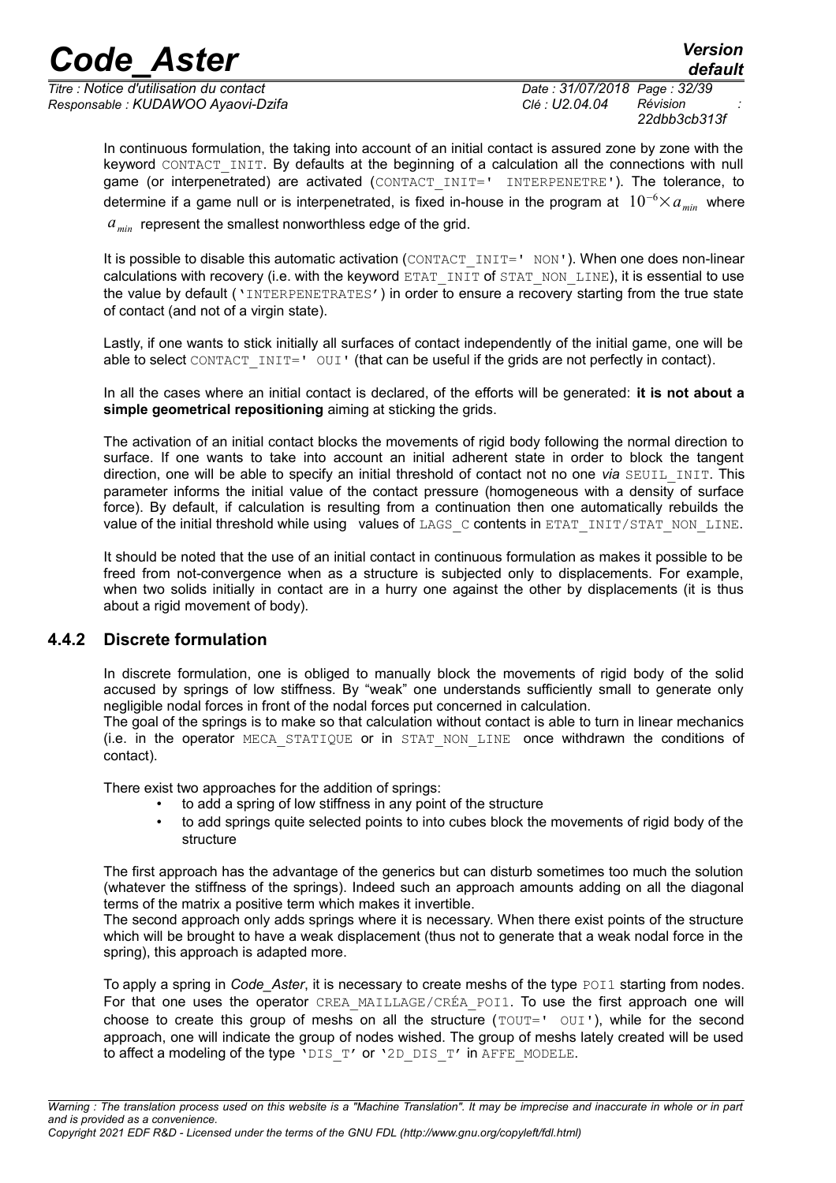In continuous formulation, the taking into account of an initial contact is assured zone by zone with the keyword CONTACT_INIT. By defaults at the beginning of a calculation all the connections with null game (or interpenetrated) are activated (CONTACT_INIT=' INTERPENETRE'). The tolerance, to determine if a game null or is interpenetrated, is fixed in-house in the program at $10^{-6} \times a_{min}$ where $a_{min}$ represent the smallest nonworthless edge of the grid.

It is possible to disable this automatic activation (CONTACT_INIT=' NON'). When one does non-linear calculations with recovery (i.e. with the keyword ETAT_INIT of STAT_NON_LINE), it is essential to use the value by default ('INTERPENETRATES') in order to ensure a recovery starting from the true state of contact (and not of a virgin state).

Lastly, if one wants to stick initially all surfaces of contact independently of the initial game, one will be able to select CONTACT_INIT=' OUI' (that can be useful if the grids are not perfectly in contact).

In all the cases where an initial contact is declared, of the efforts will be generated: **it is not about a simple geometrical repositioning** aiming at sticking the grids.

The activation of an initial contact blocks the movements of rigid body following the normal direction to surface. If one wants to take into account an initial adherent state in order to block the tangent direction, one will be able to specify an initial threshold of contact not no one *via* SEUIL_INIT. This parameter informs the initial value of the contact pressure (homogeneous with a density of surface force). By default, if calculation is resulting from a continuation then one automatically rebuilds the value of the initial threshold while using values of LAGS_C contents in ETAT_INIT/STAT_NON_LINE.

It should be noted that the use of an initial contact in continuous formulation as makes it possible to be freed from not-convergence when as a structure is subjected only to displacements. For example, when two solids initially in contact are in a hurry one against the other by displacements (it is thus about a rigid movement of body).

### 4.4.2 Discrete formulation

In discrete formulation, one is obliged to manually block the movements of rigid body of the solid accused by springs of low stiffness. By "weak" one understands sufficiently small to generate only negligible nodal forces in front of the nodal forces put concerned in calculation.
The goal of the springs is to make so that calculation without contact is able to turn in linear mechanics (i.e. in the operator MECA_STATIQUE or in STAT_NON_LINE once withdrawn the conditions of contact).

There exist two approaches for the addition of springs:

- to add a spring of low stiffness in any point of the structure
- to add springs quite selected points to into cubes block the movements of rigid body of the structure

The first approach has the advantage of the generics but can disturb sometimes too much the solution (whatever the stiffness of the springs). Indeed such an approach amounts adding on all the diagonal terms of the matrix a positive term which makes it invertible.
The second approach only adds springs where it is necessary. When there exist points of the structure which will be brought to have a weak displacement (thus not to generate that a weak nodal force in the spring), this approach is adapted more.

To apply a spring in *Code_Aster*, it is necessary to create meshs of the type POI1 starting from nodes. For that one uses the operator CREA_MAILLAGE/CRÉA_POI1. To use the first approach one will choose to create this group of meshs on all the structure (TOUT=' OUI'), while for the second approach, one will indicate the group of nodes wished. The group of meshs lately created will be used to affect a modeling of the type 'DIS_T' or '2D_DIS_T' in AFFE_MODELE.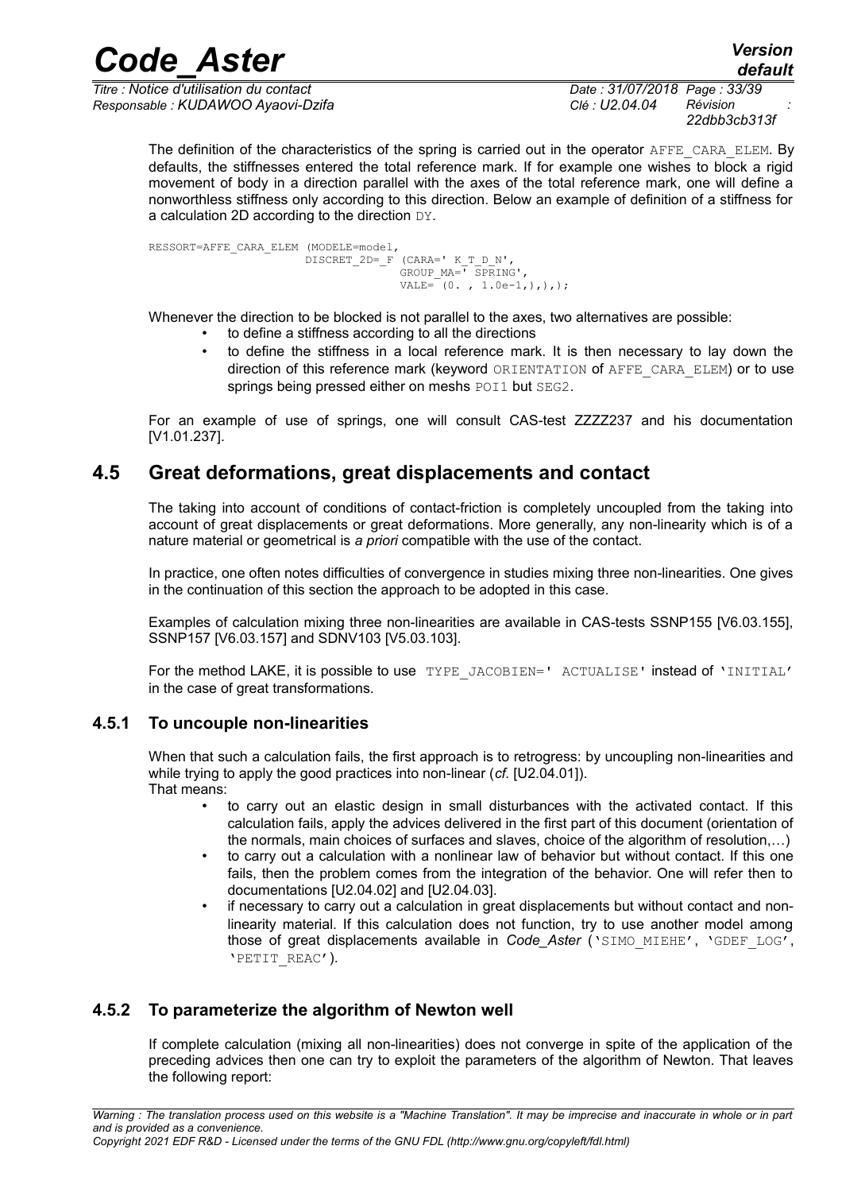The definition of the characteristics of the spring is carried out in the operator AFFE_CARA_ELEM. By defaults, the stiffnesses entered the total reference mark. If for example one wishes to block a rigid movement of body in a direction parallel with the axes of the total reference mark, one will define a nonworthless stiffness only according to this direction. Below an example of definition of a stiffness for a calculation 2D according to the direction DY.

```
RESSORT=AFFE_CARA_ELEM (MODELE=model,
                    DISCRET_2D=_F (CARA=' K_T_D_N',
                                GROUP_MA=' SPRING',
                                VALE= (0. , 1.0e-1,),),);
```

Whenever the direction to be blocked is not parallel to the axes, two alternatives are possible:

- to define a stiffness according to all the directions
- to define the stiffness in a local reference mark. It is then necessary to lay down the direction of this reference mark (keyword ORIENTATION of AFFE_CARA_ELEM) or to use springs being pressed either on meshs POI1 but SEG2.

For an example of use of springs, one will consult CAS-test ZZZZ237 and his documentation [V1.01.237].

## 4.5 Great deformations, great displacements and contact

The taking into account of conditions of contact-friction is completely uncoupled from the taking into account of great displacements or great deformations. More generally, any non-linearity which is of a nature material or geometrical is *a priori* compatible with the use of the contact.

In practice, one often notes difficulties of convergence in studies mixing three non-linearities. One gives in the continuation of this section the approach to be adopted in this case.

Examples of calculation mixing three non-linearities are available in CAS-tests SSNP155 [V6.03.155], SSNP157 [V6.03.157] and SDNV103 [V5.03.103].

For the method LAKE, it is possible to use TYPE_JACOBIEN=' ACTUALISE' instead of 'INITIAL' in the case of great transformations.

### 4.5.1 To uncouple non-linearities

When that such a calculation fails, the first approach is to retrogress: by uncoupling non-linearities and while trying to apply the good practices into non-linear (*cf.* [U2.04.01]).
That means:

- to carry out an elastic design in small disturbances with the activated contact. If this calculation fails, apply the advices delivered in the first part of this document (orientation of the normals, main choices of surfaces and slaves, choice of the algorithm of resolution,…)
- to carry out a calculation with a nonlinear law of behavior but without contact. If this one fails, then the problem comes from the integration of the behavior. One will refer then to documentations [U2.04.02] and [U2.04.03].
- if necessary to carry out a calculation in great displacements but without contact and non-linearity material. If this calculation does not function, try to use another model among those of great displacements available in *Code_Aster* ('SIMO_MIEHE', 'GDEF_LOG', 'PETIT_REAC').

### 4.5.2 To parameterize the algorithm of Newton well

If complete calculation (mixing all non-linearities) does not converge in spite of the application of the preceding advices then one can try to exploit the parameters of the algorithm of Newton. That leaves the following report: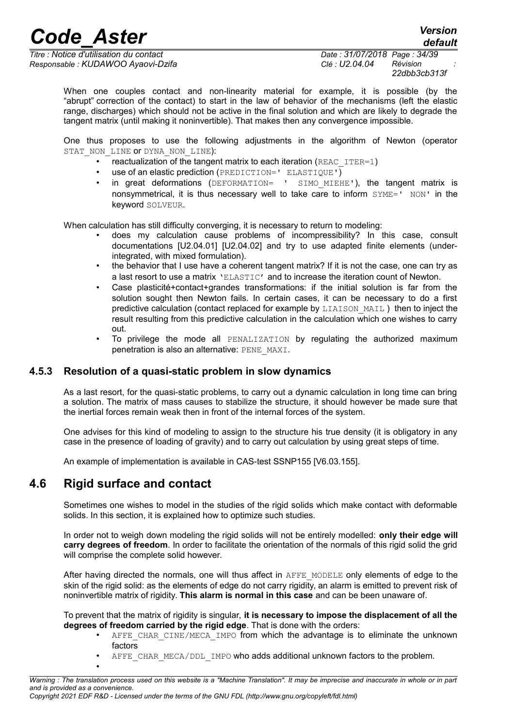When one couples contact and non-linearity material for example, it is possible (by the "abrupt" correction of the contact) to start in the law of behavior of the mechanisms (left the elastic range, discharges) which should not be active in the final solution and which are likely to degrade the tangent matrix (until making it noninvertible). That makes then any convergence impossible.

One thus proposes to use the following adjustments in the algorithm of Newton (operator STAT_NON_LINE or DYNA_NON_LINE):

- reactualization of the tangent matrix to each iteration (REAC_ITER=1)
- use of an elastic prediction (PREDICTION=' ELASTIQUE')
- in great deformations (DEFORMATION= ' SIMO_MIEHE'), the tangent matrix is nonsymmetrical, it is thus necessary well to take care to inform SYME=' NON' in the keyword SOLVEUR.

When calculation has still difficulty converging, it is necessary to return to modeling:

- does my calculation cause problems of incompressibility? In this case, consult documentations [U2.04.01] [U2.04.02] and try to use adapted finite elements (under-integrated, with mixed formulation).
- the behavior that I use have a coherent tangent matrix? If it is not the case, one can try as a last resort to use a matrix 'ELASTIC' and to increase the iteration count of Newton.
- Case plasticité+contact+grandes transformations: if the initial solution is far from the solution sought then Newton fails. In certain cases, it can be necessary to do a first predictive calculation (contact replaced for example by LIAISON_MAIL ) then to inject the result resulting from this predictive calculation in the calculation which one wishes to carry out.
- To privilege the mode all PENALIZATION by regulating the authorized maximum penetration is also an alternative: PENE_MAXI.

### 4.5.3 Resolution of a quasi-static problem in slow dynamics

As a last resort, for the quasi-static problems, to carry out a dynamic calculation in long time can bring a solution. The matrix of mass causes to stabilize the structure, it should however be made sure that the inertial forces remain weak then in front of the internal forces of the system.

One advises for this kind of modeling to assign to the structure his true density (it is obligatory in any case in the presence of loading of gravity) and to carry out calculation by using great steps of time.

An example of implementation is available in CAS-test SSNP155 [V6.03.155].

## 4.6 Rigid surface and contact

Sometimes one wishes to model in the studies of the rigid solids which make contact with deformable solids. In this section, it is explained how to optimize such studies.

In order not to weigh down modeling the rigid solids will not be entirely modelled: **only their edge will carry degrees of freedom**. In order to facilitate the orientation of the normals of this rigid solid the grid will comprise the complete solid however.

After having directed the normals, one will thus affect in AFFE_MODELE only elements of edge to the skin of the rigid solid: as the elements of edge do not carry rigidity, an alarm is emitted to prevent risk of noninvertible matrix of rigidity. **This alarm is normal in this case** and can be been unaware of.

To prevent that the matrix of rigidity is singular, **it is necessary to impose the displacement of all the degrees of freedom carried by the rigid edge**. That is done with the orders:

- AFFE_CHAR_CINE/MECA_IMPO from which the advantage is to eliminate the unknown factors
- AFFE_CHAR_MECA/DDL_IMPO who adds additional unknown factors to the problem.
-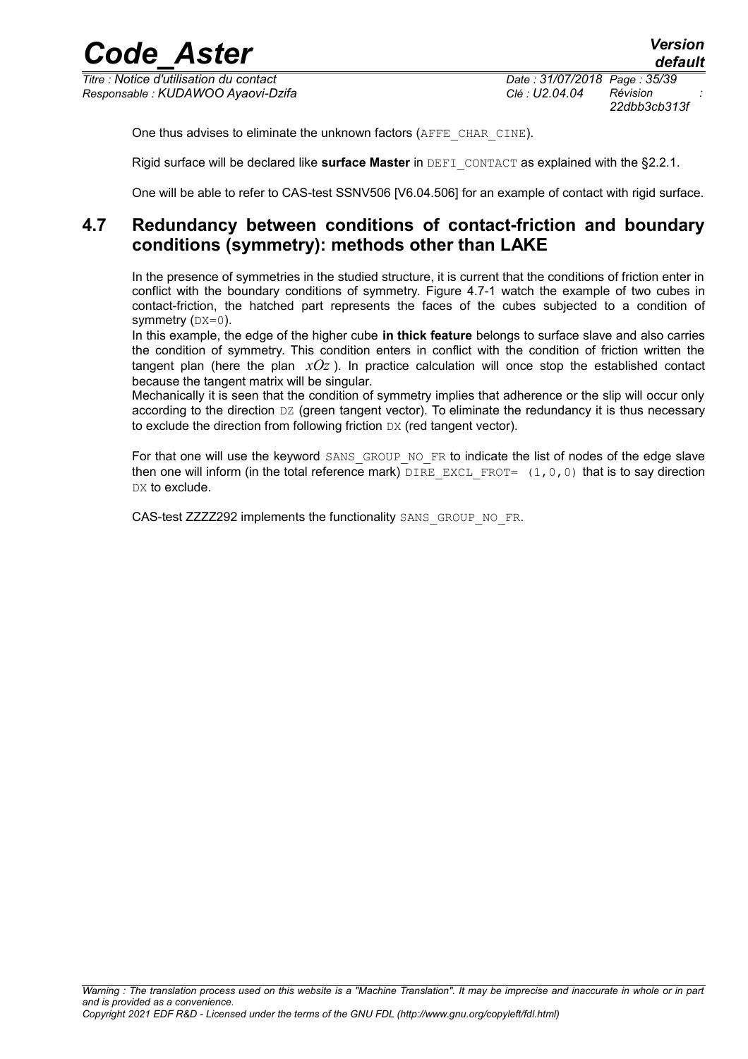One thus advises to eliminate the unknown factors (`AFFE_CHAR_CINE`).

Rigid surface will be declared like **surface Master** in `DEFI_CONTACT` as explained with the §2.2.1.

One will be able to refer to CAS-test SSNV506 [V6.04.506] for an example of contact with rigid surface.

## 4.7 Redundancy between conditions of contact-friction and boundary conditions (symmetry): methods other than LAKE

In the presence of symmetries in the studied structure, it is current that the conditions of friction enter in conflict with the boundary conditions of symmetry. Figure 4.7-1 watch the example of two cubes in contact-friction, the hatched part represents the faces of the cubes subjected to a condition of symmetry (`DX=0`).

In this example, the edge of the higher cube **in thick feature** belongs to surface slave and also carries the condition of symmetry. This condition enters in conflict with the condition of friction written the tangent plan (here the plan $xOz$ ). In practice calculation will once stop the established contact because the tangent matrix will be singular.

Mechanically it is seen that the condition of symmetry implies that adherence or the slip will occur only according to the direction `DZ` (green tangent vector). To eliminate the redundancy it is thus necessary to exclude the direction from following friction `DX` (red tangent vector).

For that one will use the keyword `SANS_GROUP_NO_FR` to indicate the list of nodes of the edge slave then one will inform (in the total reference mark) `DIRE_EXCL_FROT= (1,0,0)` that is to say direction `DX` to exclude.

CAS-test ZZZZ292 implements the functionality `SANS_GROUP_NO_FR`.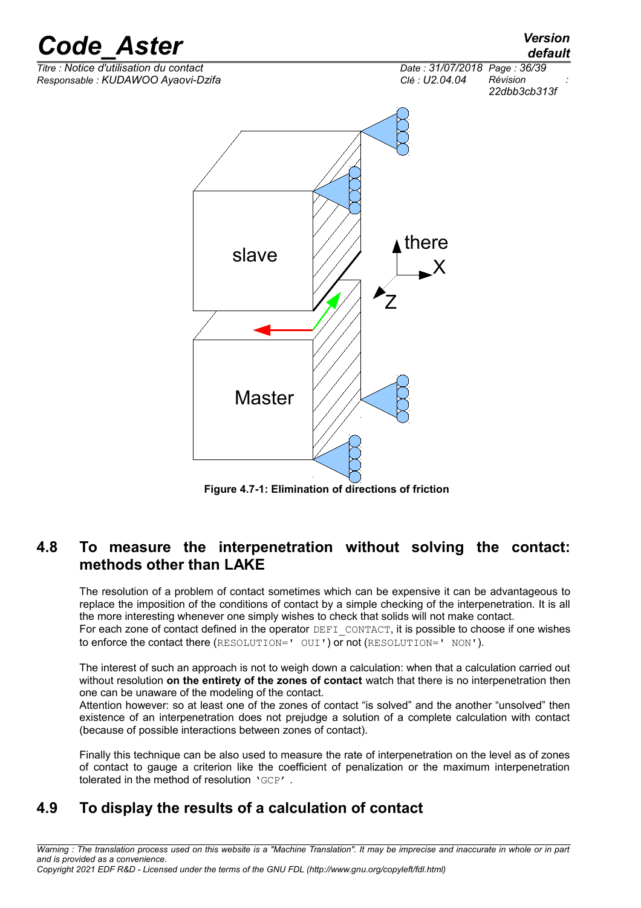Figure 4.7-1: Elimination of directions of friction

## 4.8 To measure the interpenetration without solving the contact: methods other than LAKE

The resolution of a problem of contact sometimes which can be expensive it can be advantageous to replace the imposition of the conditions of contact by a simple checking of the interpenetration. It is all the more interesting whenever one simply wishes to check that solids will not make contact.
For each zone of contact defined in the operator `DEFI_CONTACT`, it is possible to choose if one wishes to enforce the contact there (`RESOLUTION=' OUI'`) or not (`RESOLUTION=' NON'`).

The interest of such an approach is not to weigh down a calculation: when that a calculation carried out without resolution **on the entirety of the zones of contact** watch that there is no interpenetration then one can be unaware of the modeling of the contact.
Attention however: so at least one of the zones of contact "is solved" and the another "unsolved" then existence of an interpenetration does not prejudge a solution of a complete calculation with contact (because of possible interactions between zones of contact).

Finally this technique can be also used to measure the rate of interpenetration on the level as of zones of contact to gauge a criterion like the coefficient of penalization or the maximum interpenetration tolerated in the method of resolution `'GCP'` .

## 4.9 To display the results of a calculation of contact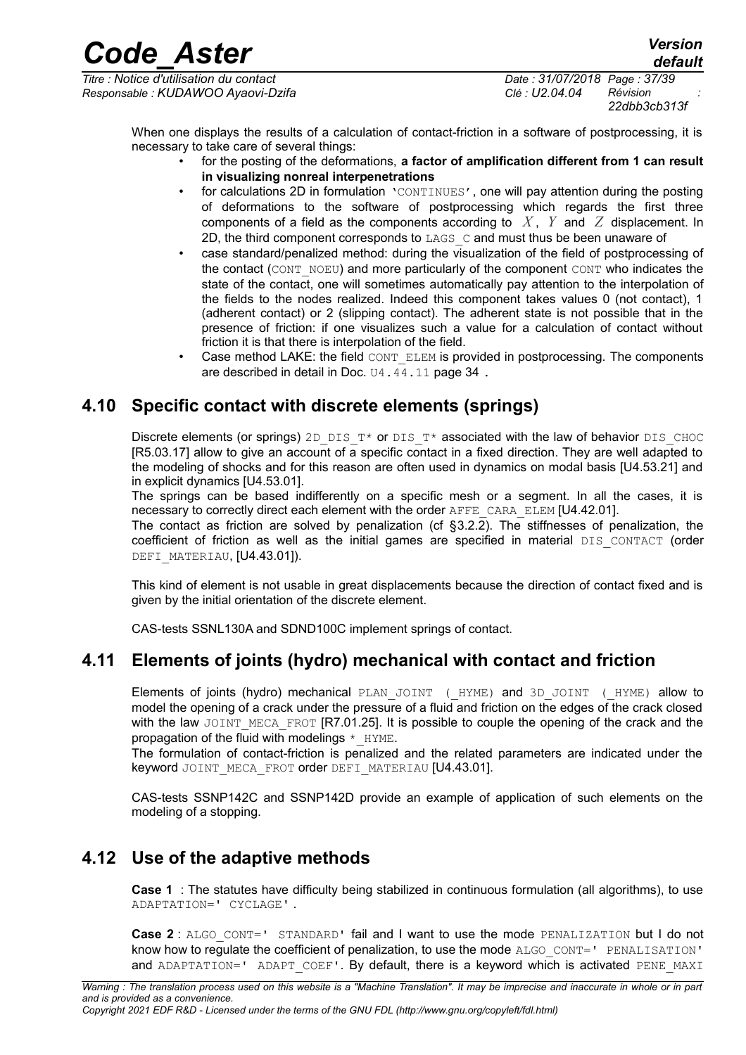When one displays the results of a calculation of contact-friction in a software of postprocessing, it is necessary to take care of several things:

- for the posting of the deformations, **a factor of amplification different from 1 can result in visualizing nonreal interpenetrations**
- for calculations 2D in formulation 'CONTINUES', one will pay attention during the posting of deformations to the software of postprocessing which regards the first three components of a field as the components according to $X$, $Y$ and $Z$ displacement. In 2D, the third component corresponds to LAGS_C and must thus be been unaware of
- case standard/penalized method: during the visualization of the field of postprocessing of the contact (CONT_NOEU) and more particularly of the component CONT who indicates the state of the contact, one will sometimes automatically pay attention to the interpolation of the fields to the nodes realized. Indeed this component takes values 0 (not contact), 1 (adherent contact) or 2 (slipping contact). The adherent state is not possible that in the presence of friction: if one visualizes such a value for a calculation of contact without friction it is that there is interpolation of the field.
- Case method LAKE: the field CONT_ELEM is provided in postprocessing. The components are described in detail in Doc. U4.44.11 page 34 .

## 4.10 Specific contact with discrete elements (springs)

Discrete elements (or springs) 2D_DIS_T* or DIS_T* associated with the law of behavior DIS_CHOC [R5.03.17] allow to give an account of a specific contact in a fixed direction. They are well adapted to the modeling of shocks and for this reason are often used in dynamics on modal basis [U4.53.21] and in explicit dynamics [U4.53.01].

The springs can be based indifferently on a specific mesh or a segment. In all the cases, it is necessary to correctly direct each element with the order AFFE_CARA_ELEM [U4.42.01].

The contact as friction are solved by penalization (cf §3.2.2). The stiffnesses of penalization, the coefficient of friction as well as the initial games are specified in material DIS_CONTACT (order DEFI_MATERIAU, [U4.43.01]).

This kind of element is not usable in great displacements because the direction of contact fixed and is given by the initial orientation of the discrete element.

CAS-tests SSNL130A and SDND100C implement springs of contact.

## 4.11 Elements of joints (hydro) mechanical with contact and friction

Elements of joints (hydro) mechanical PLAN_JOINT (_HYME) and 3D_JOINT (_HYME) allow to model the opening of a crack under the pressure of a fluid and friction on the edges of the crack closed with the law JOINT_MECA_FROT [R7.01.25]. It is possible to couple the opening of the crack and the propagation of the fluid with modelings *_HYME.

The formulation of contact-friction is penalized and the related parameters are indicated under the keyword JOINT_MECA_FROT order DEFI_MATERIAU [U4.43.01].

CAS-tests SSNP142C and SSNP142D provide an example of application of such elements on the modeling of a stopping.

## 4.12 Use of the adaptive methods

**Case 1** : The statutes have difficulty being stabilized in continuous formulation (all algorithms), to use ADAPTATION=' CYCLAGE' .

**Case 2** : ALGO_CONT=' STANDARD' fail and I want to use the mode PENALIZATION but I do not know how to regulate the coefficient of penalization, to use the mode ALGO_CONT=' PENALISATION' and ADAPTATION=' ADAPT_COEF'. By default, there is a keyword which is activated PENE_MAXI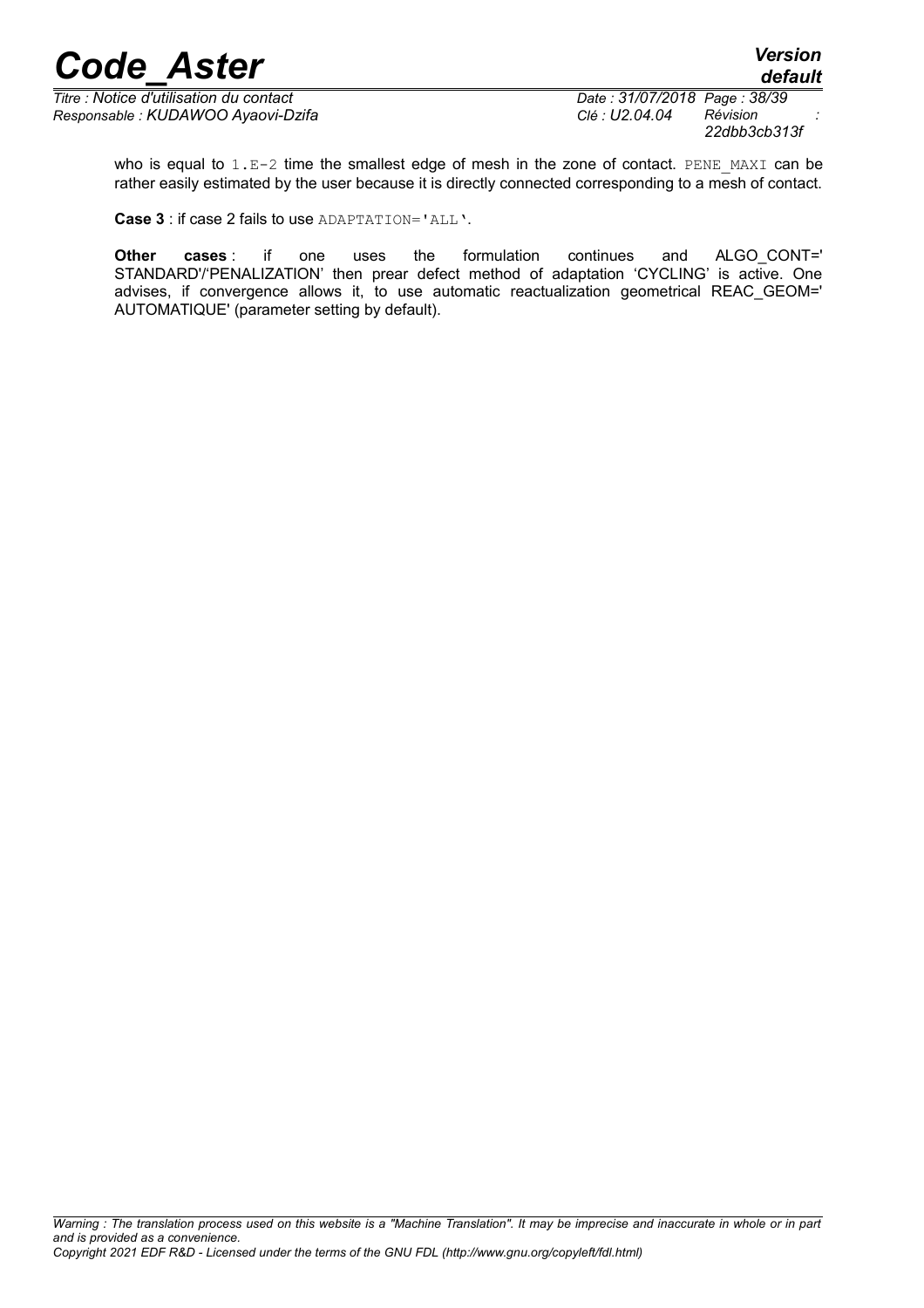who is equal to `1.E-2` time the smallest edge of mesh in the zone of contact. `PENE_MAXI` can be rather easily estimated by the user because it is directly connected corresponding to a mesh of contact.

**Case 3** : if case 2 fails to use `ADAPTATION='ALL'`.

**Other cases** : if one uses the formulation continues and ALGO_CONT=' STANDARD'/'PENALIZATION' then prear defect method of adaptation 'CYCLING' is active. One advises, if convergence allows it, to use automatic reactualization geometrical REAC_GEOM=' AUTOMATIQUE' (parameter setting by default).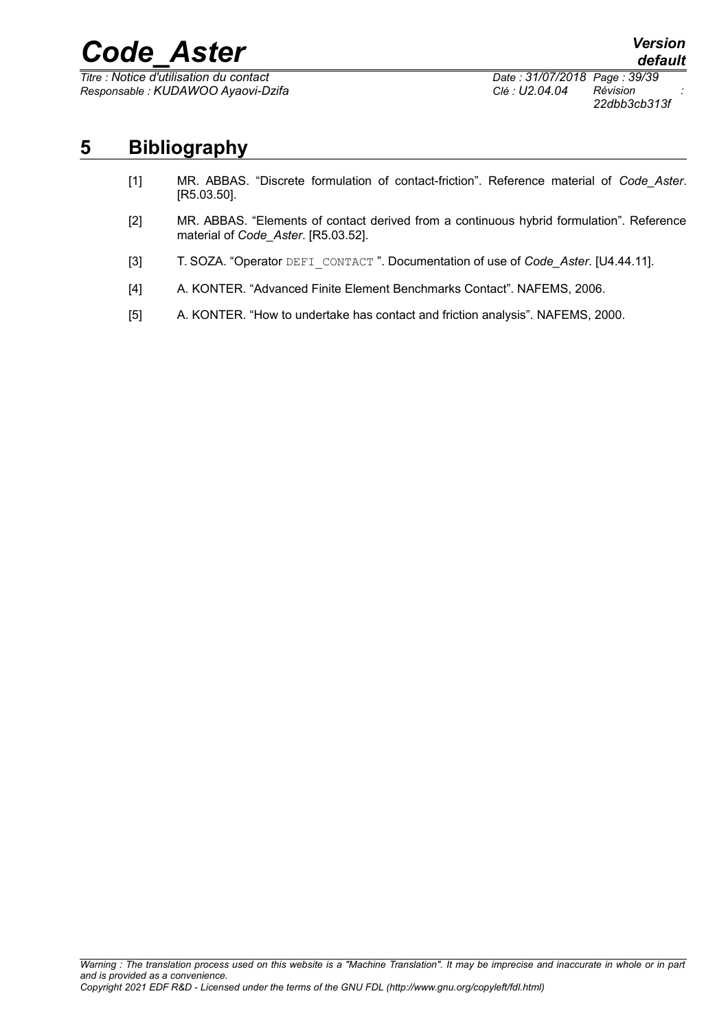# 5 Bibliography

[1] MR. ABBAS. "Discrete formulation of contact-friction". Reference material of *Code_Aster*. [R5.03.50].

[2] MR. ABBAS. "Elements of contact derived from a continuous hybrid formulation". Reference material of *Code_Aster*. [R5.03.52].

[3] T. SOZA. "Operator `DEFI_CONTACT` ". Documentation of use of *Code_Aster*. [U4.44.11].

[4] A. KONTER. "Advanced Finite Element Benchmarks Contact". NAFEMS, 2006.

[5] A. KONTER. "How to undertake has contact and friction analysis". NAFEMS, 2000.